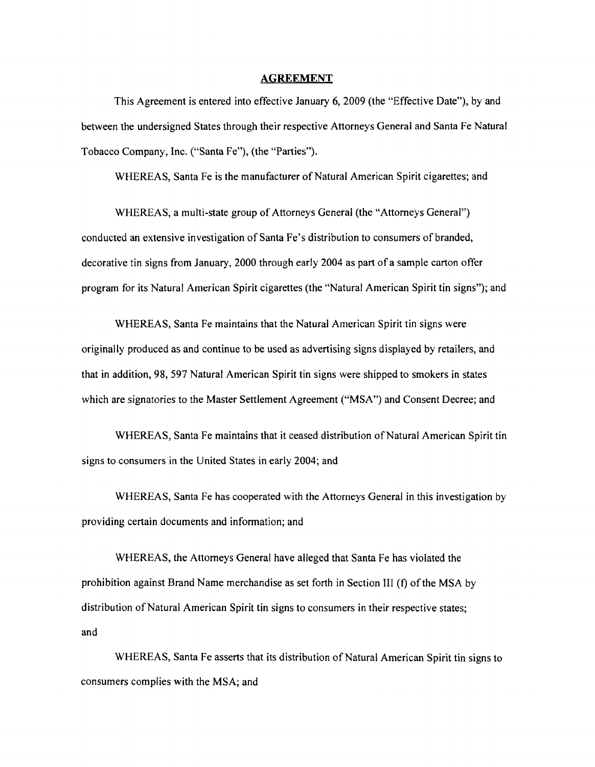# AGREEMENT

This Agreement is entered into effective January 6, 2009 (the "Effective Date"), by and between the undersigned States through their respective Attorneys General and Santa Fe Natural Tobacco Company, Inc. ("Santa Fe"), (the "Parties").

WHEREAS, Santa Fe is the manufacturer of Natural American Spirit cigarettes; and

WHEREAS, a multi-state group of Attorneys General (the "Attorneys General") conducted an extensive investigation of Santa Fe's distribution to consumers of branded, decorative tin signs from January, 2000 through early 2004 as part of a sample carton offer program for its Natural American Spirit cigarettes (the "Natural American Spirit tin signs"); and

WHEREAS, Santa Fe maintains that the Natural American Spirit tin signs were originally produced as and continue to be used as advertising signs displayed by retailers, and that in addition, 98, 597 Natural American Spirit tin signs were shipped to smokers in states which are signatories to the Master Settlement Agreement ("MSA") and Consent Decree; and

WHEREAS, Santa Fe maintains that it ceased distribution of Natural American Spirit tin signs to consumers in the United States in early 2004; and

WHEREAS, Santa Fe has cooperated with the Attorneys General in this investigation by providing certain documents and information; and

WHEREAS, the Attorneys General have alleged that Santa Fe has violated the prohibition against Brand Name merchandise as set forth in Section III (f) of the MSA by distribution of Natural American Spirit tin signs to consumers in their respective states; and

WHEREAS, Santa Fe asserts that its distribution of Natural American Spirit tin signs to consumers complies with the MSA; and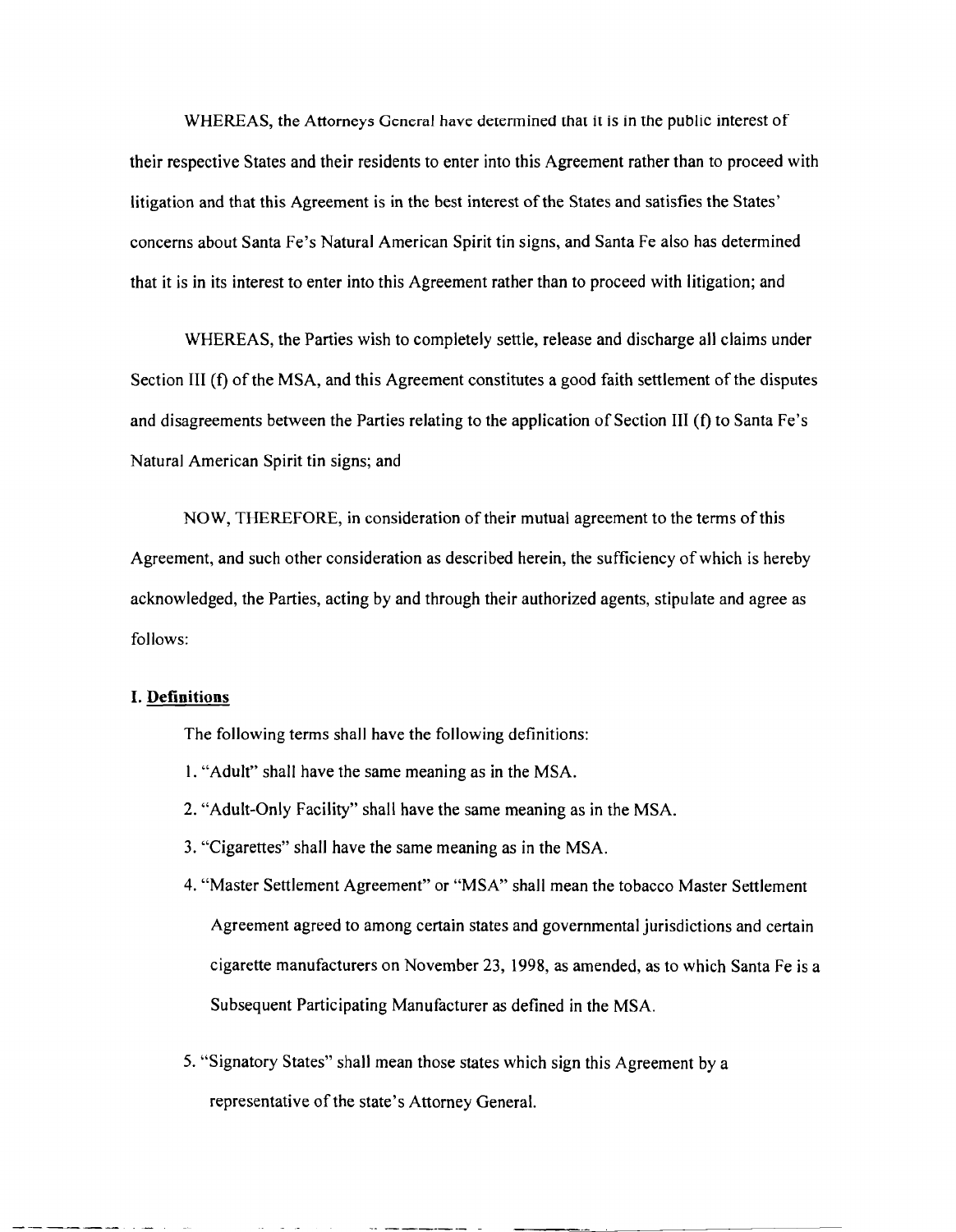WHEREAS, the Attorneys General have determined that it is in the public interest of their respective States and their residents to enter into this Agreement rather than to proceed with litigation and that this Agreement is in the best interest of the States and satisfies the States' concerns about Santa Fe's Natural American Spirit tin signs, and Santa Fe also has determined that it is in its interest to enter into this Agreement rather than to proceed with litigation; and

WHEREAS, the Parties wish to completely settle, release and discharge all claims under Section III (f) of the MSA, and this Agreement constitutes a good faith settlement of the disputes and disagreements between the Parties relating to the application of Section III (f) to Santa Fe's Natural American Spirit tin signs; and

NOW, THEREFORE, in consideration of their mutual agreement to the terms of this Agreement, and such other consideration as described herein, the sufficiency of which is hereby acknowledged, the Parties, acting by and through their authorized agents, stipulate and agree as follows:

## I. Definitions

The following terms shall have the following definitions:

1. "Adult" shall have the same meaning as in the MSA.
2. "Adult-Only Facility" shall have the same meaning as in the MSA.
3. "Cigarettes" shall have the same meaning as in the MSA.
4. "Master Settlement Agreement" or "MSA" shall mean the tobacco Master Settlement Agreement agreed to among certain states and governmental jurisdictions and certain cigarette manufacturers on November 23, 1998, as amended, as to which Santa Fe is a Subsequent Participating Manufacturer as defined in the MSA.
5. "Signatory States" shall mean those states which sign this Agreement by a representative of the state's Attorney General.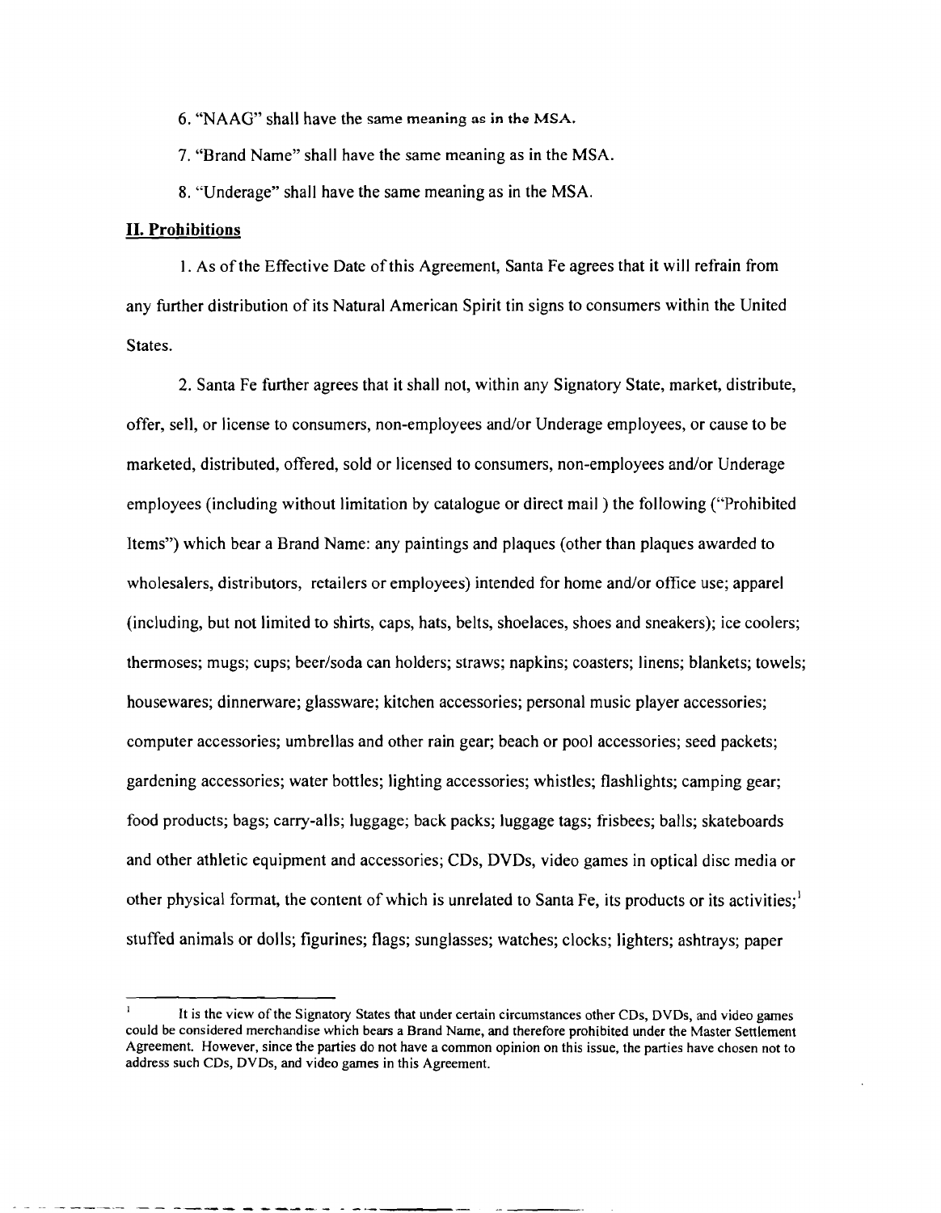6. "NAAG" shall have the same meaning as in the MSA.

7. "Brand Name" shall have the same meaning as in the MSA.

8. "Underage" shall have the same meaning as in the MSA.

## II. Prohibitions

1. As of the Effective Date of this Agreement, Santa Fe agrees that it will refrain from any further distribution of its Natural American Spirit tin signs to consumers within the United States.

2. Santa Fe further agrees that it shall not, within any Signatory State, market, distribute, offer, sell, or license to consumers, non-employees and/or Underage employees, or cause to be marketed, distributed, offered, sold or licensed to consumers, non-employees and/or Underage employees (including without limitation by catalogue or direct mail ) the following ("Prohibited Items") which bear a Brand Name: any paintings and plaques (other than plaques awarded to wholesalers, distributors, retailers or employees) intended for home and/or office use; apparel (including, but not limited to shirts, caps, hats, belts, shoelaces, shoes and sneakers); ice coolers; thermoses; mugs; cups; beer/soda can holders; straws; napkins; coasters; linens; blankets; towels; housewares; dinnerware; glassware; kitchen accessories; personal music player accessories; computer accessories; umbrellas and other rain gear; beach or pool accessories; seed packets; gardening accessories; water bottles; lighting accessories; whistles; flashlights; camping gear; food products; bags; carry-alls; luggage; back packs; luggage tags; frisbees; balls; skateboards and other athletic equipment and accessories; CDs, DVDs, video games in optical disc media or other physical format, the content of which is unrelated to Santa Fe, its products or its activities;[1] stuffed animals or dolls; figurines; flags; sunglasses; watches; clocks; lighters; ashtrays; paper

[1] It is the view of the Signatory States that under certain circumstances other CDs, DVDs, and video games could be considered merchandise which bears a Brand Name, and therefore prohibited under the Master Settlement Agreement. However, since the parties do not have a common opinion on this issue, the parties have chosen not to address such CDs, DVDs, and video games in this Agreement.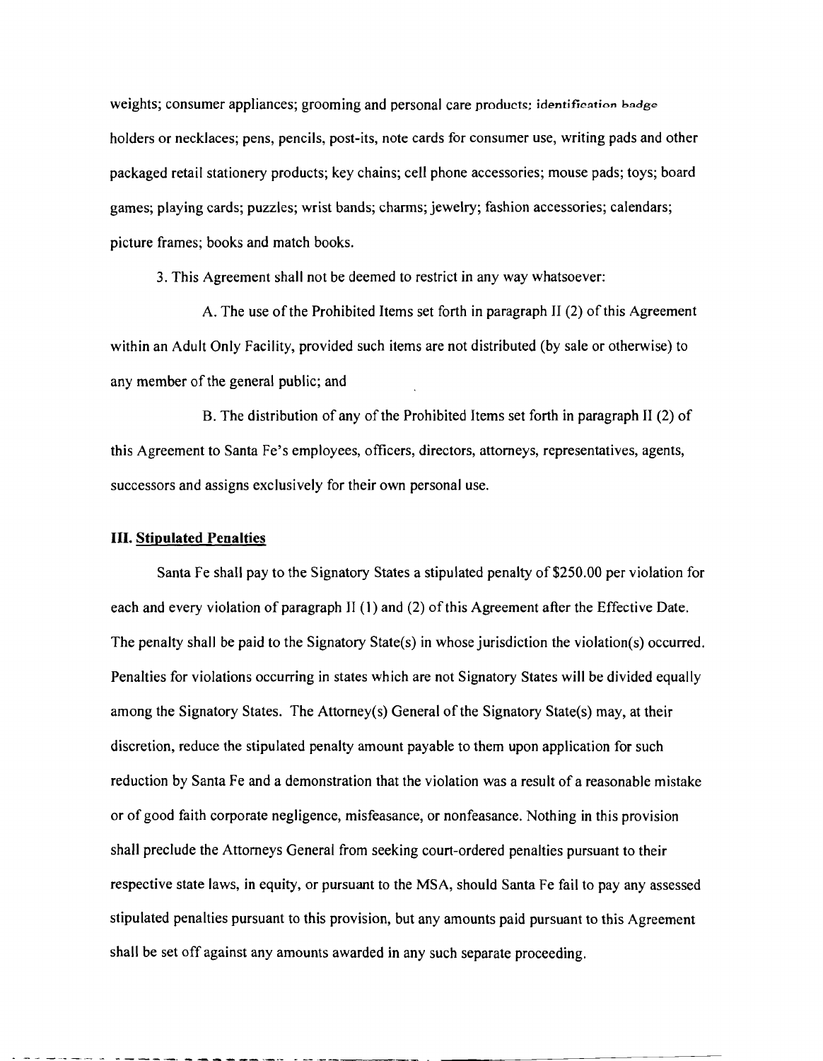weights; consumer appliances; grooming and personal care products; identification badge holders or necklaces; pens, pencils, post-its, note cards for consumer use, writing pads and other packaged retail stationery products; key chains; cell phone accessories; mouse pads; toys; board games; playing cards; puzzles; wrist bands; charms; jewelry; fashion accessories; calendars; picture frames; books and match books.

3. This Agreement shall not be deemed to restrict in any way whatsoever:

A. The use of the Prohibited Items set forth in paragraph II (2) of this Agreement within an Adult Only Facility, provided such items are not distributed (by sale or otherwise) to any member of the general public; and

B. The distribution of any of the Prohibited Items set forth in paragraph II (2) of this Agreement to Santa Fe's employees, officers, directors, attorneys, representatives, agents, successors and assigns exclusively for their own personal use.

## III. Stipulated Penalties

Santa Fe shall pay to the Signatory States a stipulated penalty of $250.00 per violation for each and every violation of paragraph II (1) and (2) of this Agreement after the Effective Date. The penalty shall be paid to the Signatory State(s) in whose jurisdiction the violation(s) occurred. Penalties for violations occurring in states which are not Signatory States will be divided equally among the Signatory States. The Attorney(s) General of the Signatory State(s) may, at their discretion, reduce the stipulated penalty amount payable to them upon application for such reduction by Santa Fe and a demonstration that the violation was a result of a reasonable mistake or of good faith corporate negligence, misfeasance, or nonfeasance. Nothing in this provision shall preclude the Attorneys General from seeking court-ordered penalties pursuant to their respective state laws, in equity, or pursuant to the MSA, should Santa Fe fail to pay any assessed stipulated penalties pursuant to this provision, but any amounts paid pursuant to this Agreement shall be set off against any amounts awarded in any such separate proceeding.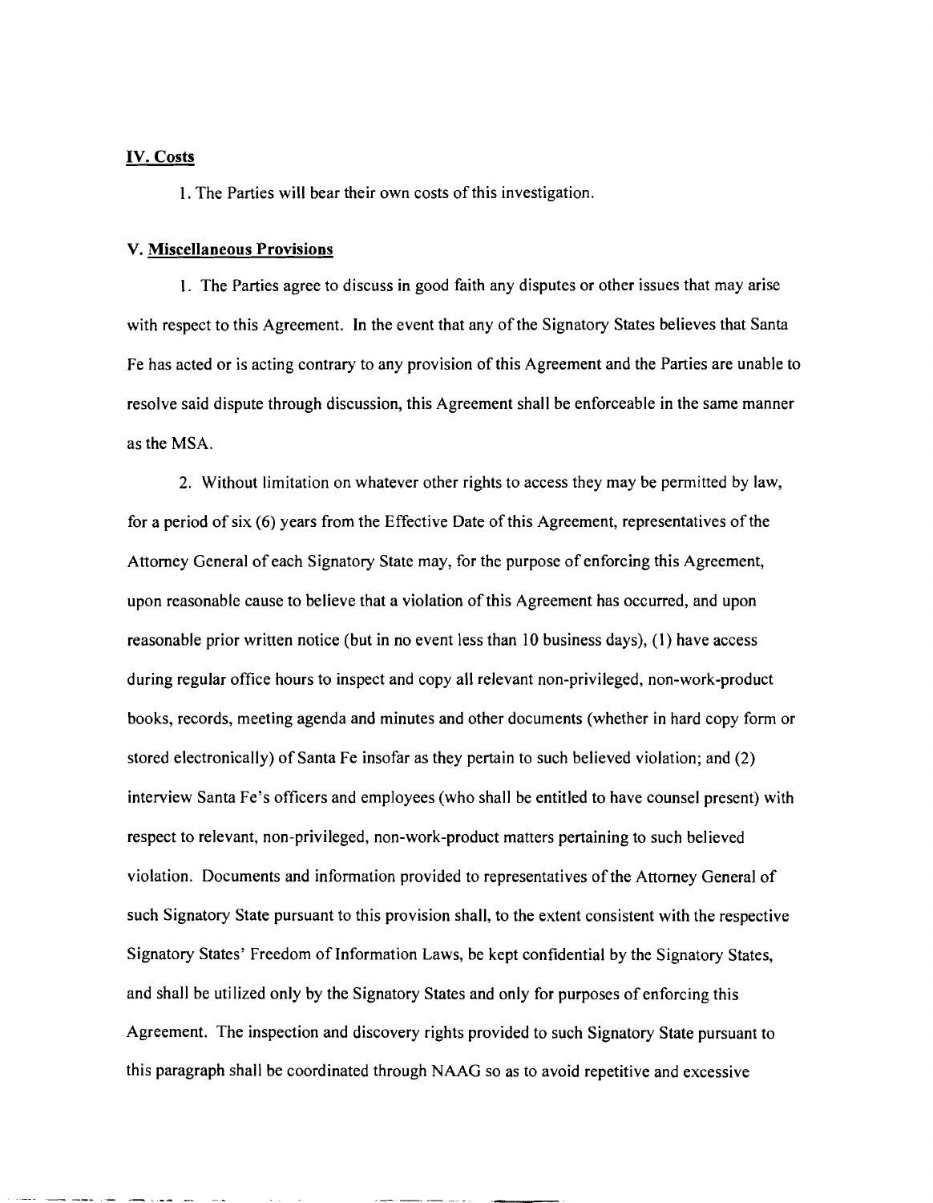## IV. Costs

1. The Parties will bear their own costs of this investigation.

## V. Miscellaneous Provisions

1. The Parties agree to discuss in good faith any disputes or other issues that may arise with respect to this Agreement. In the event that any of the Signatory States believes that Santa Fe has acted or is acting contrary to any provision of this Agreement and the Parties are unable to resolve said dispute through discussion, this Agreement shall be enforceable in the same manner as the MSA.

2. Without limitation on whatever other rights to access they may be permitted by law, for a period of six (6) years from the Effective Date of this Agreement, representatives of the Attorney General of each Signatory State may, for the purpose of enforcing this Agreement, upon reasonable cause to believe that a violation of this Agreement has occurred, and upon reasonable prior written notice (but in no event less than 10 business days), (1) have access during regular office hours to inspect and copy all relevant non-privileged, non-work-product books, records, meeting agenda and minutes and other documents (whether in hard copy form or stored electronically) of Santa Fe insofar as they pertain to such believed violation; and (2) interview Santa Fe's officers and employees (who shall be entitled to have counsel present) with respect to relevant, non-privileged, non-work-product matters pertaining to such believed violation. Documents and information provided to representatives of the Attorney General of such Signatory State pursuant to this provision shall, to the extent consistent with the respective Signatory States' Freedom of Information Laws, be kept confidential by the Signatory States, and shall be utilized only by the Signatory States and only for purposes of enforcing this Agreement. The inspection and discovery rights provided to such Signatory State pursuant to this paragraph shall be coordinated through NAAG so as to avoid repetitive and excessive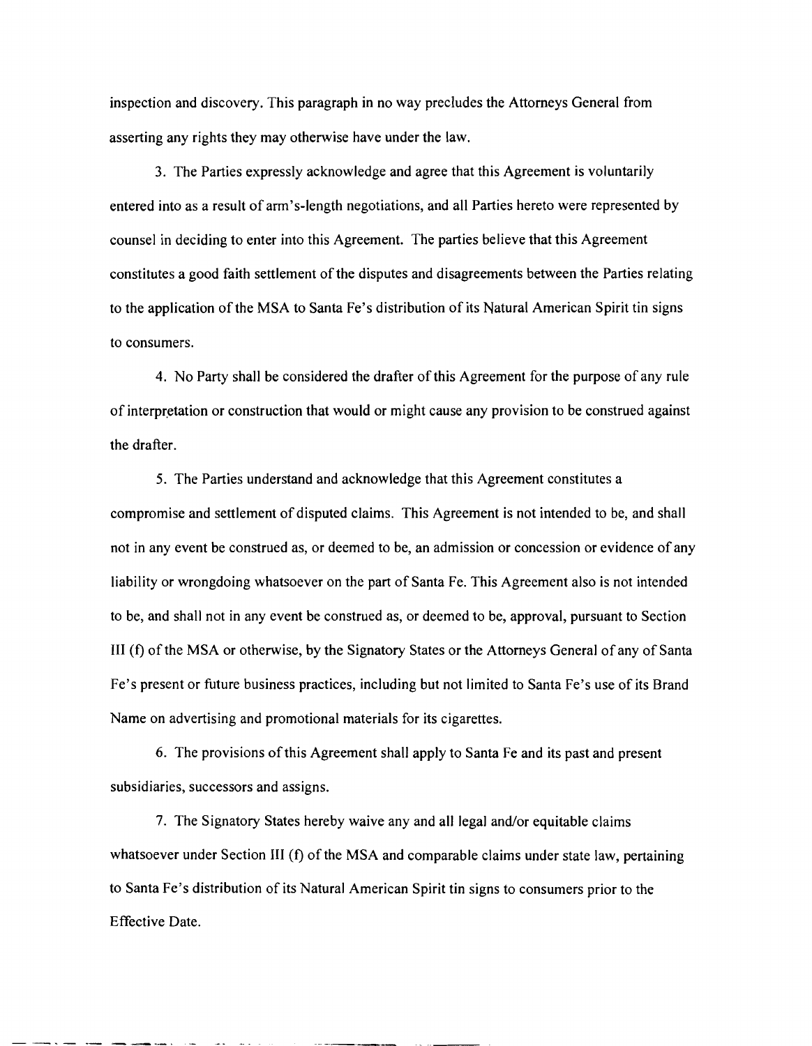inspection and discovery. This paragraph in no way precludes the Attorneys General from asserting any rights they may otherwise have under the law.

3. The Parties expressly acknowledge and agree that this Agreement is voluntarily entered into as a result of arm's-length negotiations, and all Parties hereto were represented by counsel in deciding to enter into this Agreement. The parties believe that this Agreement constitutes a good faith settlement of the disputes and disagreements between the Parties relating to the application of the MSA to Santa Fe's distribution of its Natural American Spirit tin signs to consumers.

4. No Party shall be considered the drafter of this Agreement for the purpose of any rule of interpretation or construction that would or might cause any provision to be construed against the drafter.

5. The Parties understand and acknowledge that this Agreement constitutes a compromise and settlement of disputed claims. This Agreement is not intended to be, and shall not in any event be construed as, or deemed to be, an admission or concession or evidence of any liability or wrongdoing whatsoever on the part of Santa Fe. This Agreement also is not intended to be, and shall not in any event be construed as, or deemed to be, approval, pursuant to Section III (f) of the MSA or otherwise, by the Signatory States or the Attorneys General of any of Santa Fe's present or future business practices, including but not limited to Santa Fe's use of its Brand Name on advertising and promotional materials for its cigarettes.

6. The provisions of this Agreement shall apply to Santa Fe and its past and present subsidiaries, successors and assigns.

7. The Signatory States hereby waive any and all legal and/or equitable claims whatsoever under Section III (f) of the MSA and comparable claims under state law, pertaining to Santa Fe's distribution of its Natural American Spirit tin signs to consumers prior to the Effective Date.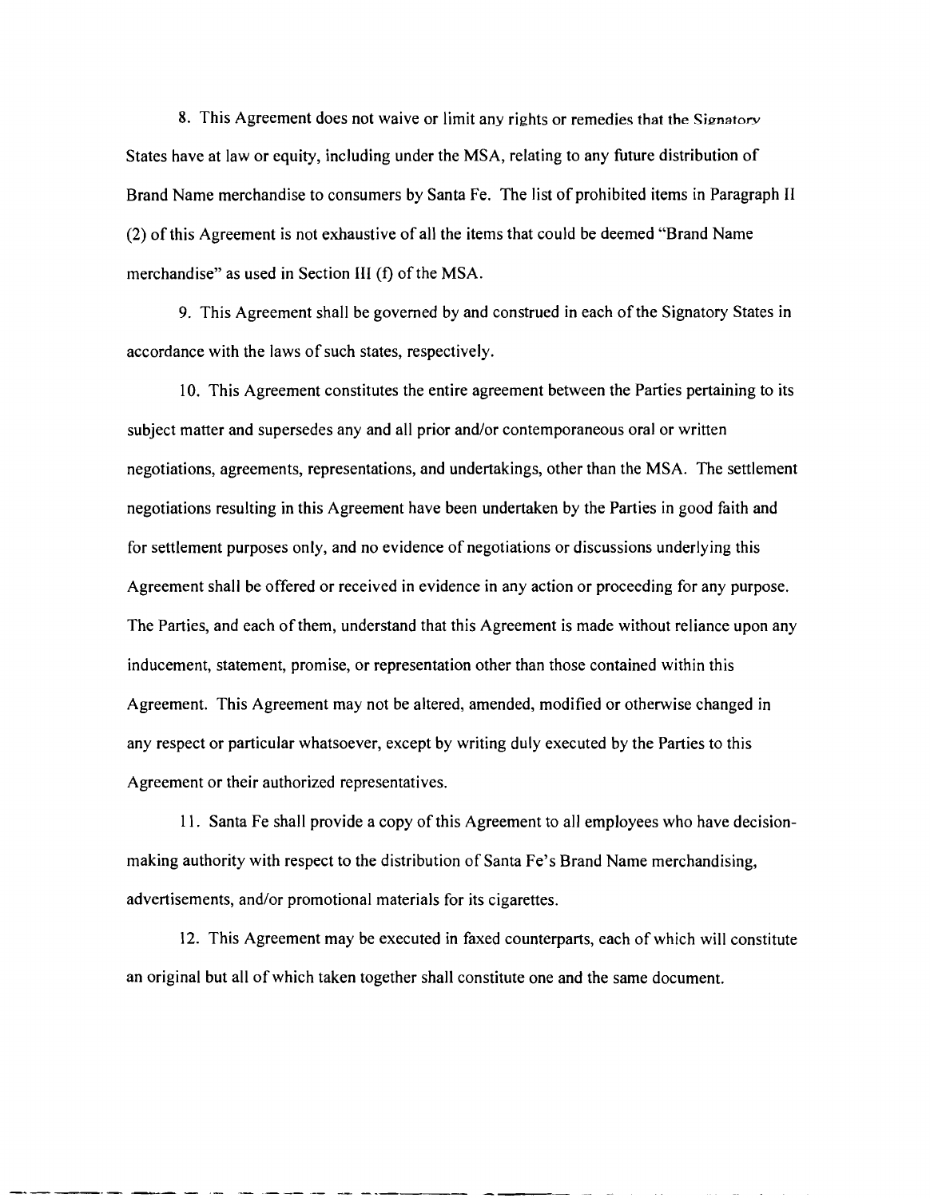8. This Agreement does not waive or limit any rights or remedies that the Signatory States have at law or equity, including under the MSA, relating to any future distribution of Brand Name merchandise to consumers by Santa Fe. The list of prohibited items in Paragraph II (2) of this Agreement is not exhaustive of all the items that could be deemed "Brand Name merchandise" as used in Section III (f) of the MSA.

9. This Agreement shall be governed by and construed in each of the Signatory States in accordance with the laws of such states, respectively.

10. This Agreement constitutes the entire agreement between the Parties pertaining to its subject matter and supersedes any and all prior and/or contemporaneous oral or written negotiations, agreements, representations, and undertakings, other than the MSA. The settlement negotiations resulting in this Agreement have been undertaken by the Parties in good faith and for settlement purposes only, and no evidence of negotiations or discussions underlying this Agreement shall be offered or received in evidence in any action or proceeding for any purpose. The Parties, and each of them, understand that this Agreement is made without reliance upon any inducement, statement, promise, or representation other than those contained within this Agreement. This Agreement may not be altered, amended, modified or otherwise changed in any respect or particular whatsoever, except by writing duly executed by the Parties to this Agreement or their authorized representatives.

11. Santa Fe shall provide a copy of this Agreement to all employees who have decision-making authority with respect to the distribution of Santa Fe's Brand Name merchandising, advertisements, and/or promotional materials for its cigarettes.

12. This Agreement may be executed in faxed counterparts, each of which will constitute an original but all of which taken together shall constitute one and the same document.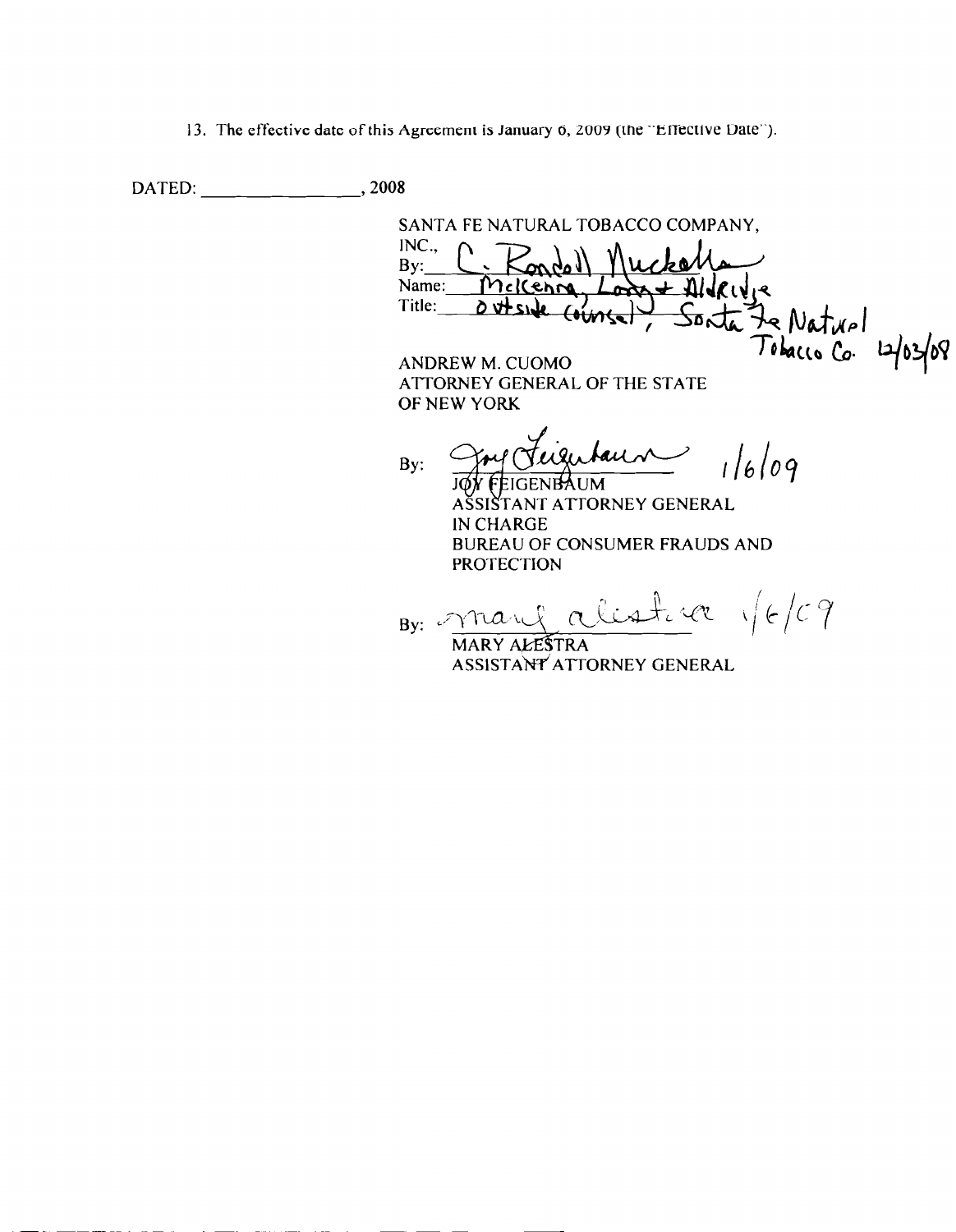13. The effective date of this Agreement is January 6, 2009 (the "Effective Date").

DATED: _______________, 2008

SANTA FE NATURAL TOBACCO COMPANY, INC.,

By: C. Randall Nuckolls

Name: McKenna, Long + Aldridge

Title: Outside Counsel, Santa Fe Natural Tobacco Co. 12/03/08

ANDREW M. CUOMO
ATTORNEY GENERAL OF THE STATE OF NEW YORK

By: Joy Feigenbaum 1/6/09
JOY FEIGENBAUM
ASSISTANT ATTORNEY GENERAL IN CHARGE
BUREAU OF CONSUMER FRAUDS AND PROTECTION

By: Mary Alestra 1/6/09
MARY ALESTRA
ASSISTANT ATTORNEY GENERAL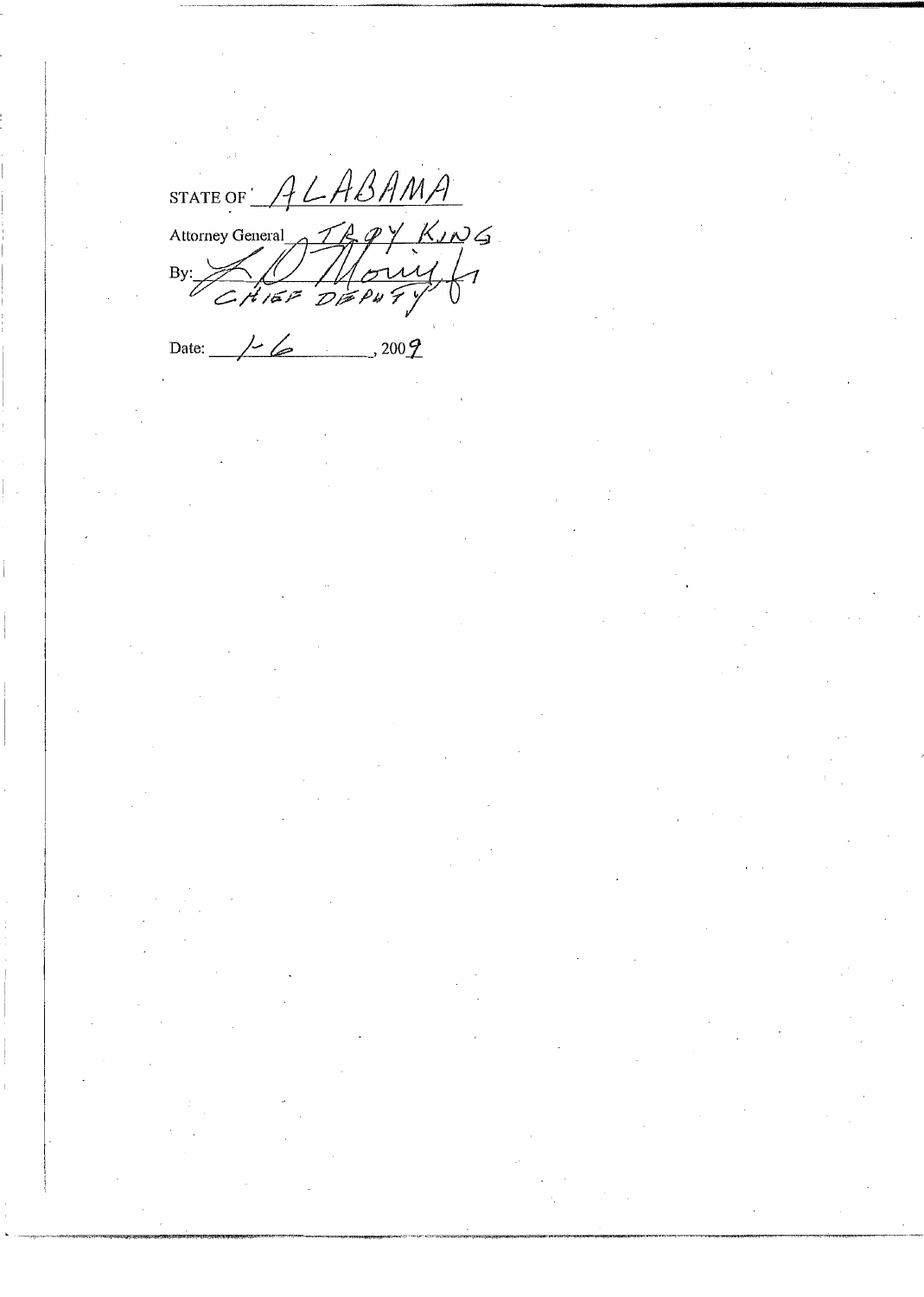STATE OF ALABAMA

Attorney General TROY KING

By: [signature] CHIEF DEPUTY

Date: 1-6, 2009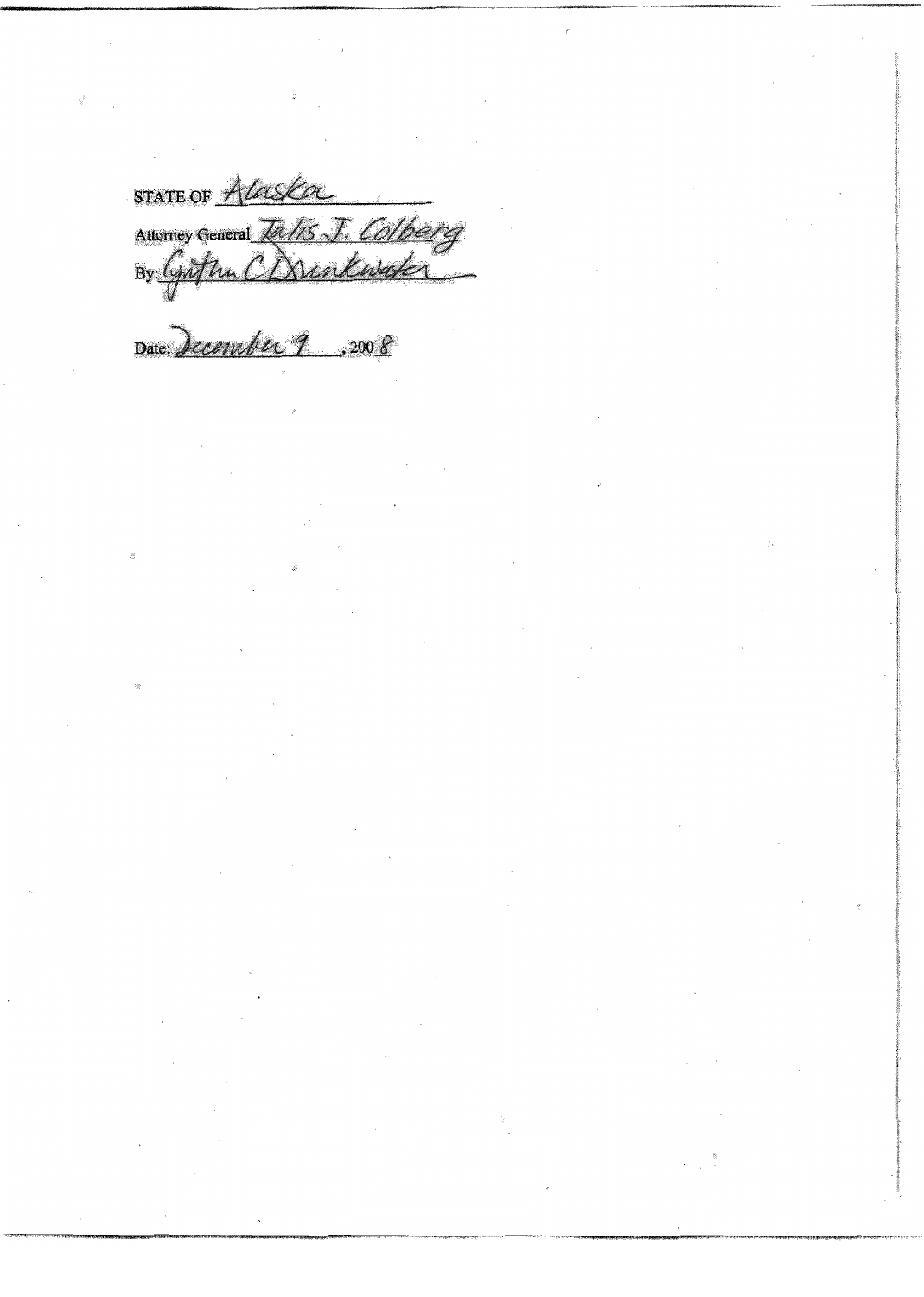STATE OF Alaska

Attorney General Talis J. Colberg

By: Cynthia C. Drinkwater

Date: December 9, 2008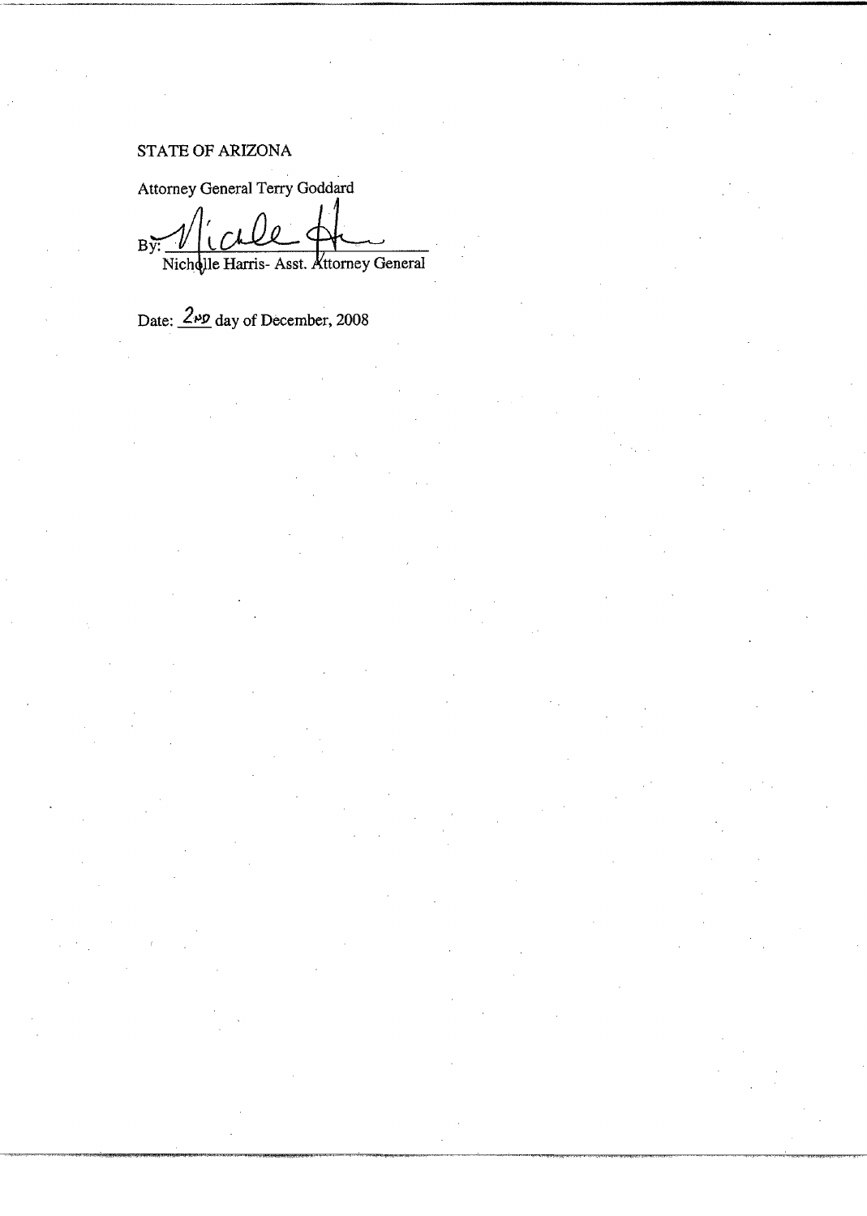STATE OF ARIZONA

Attorney General Terry Goddard

By: ______________________________
Nicholle Harris- Asst. Attorney General

Date: 2ND day of December, 2008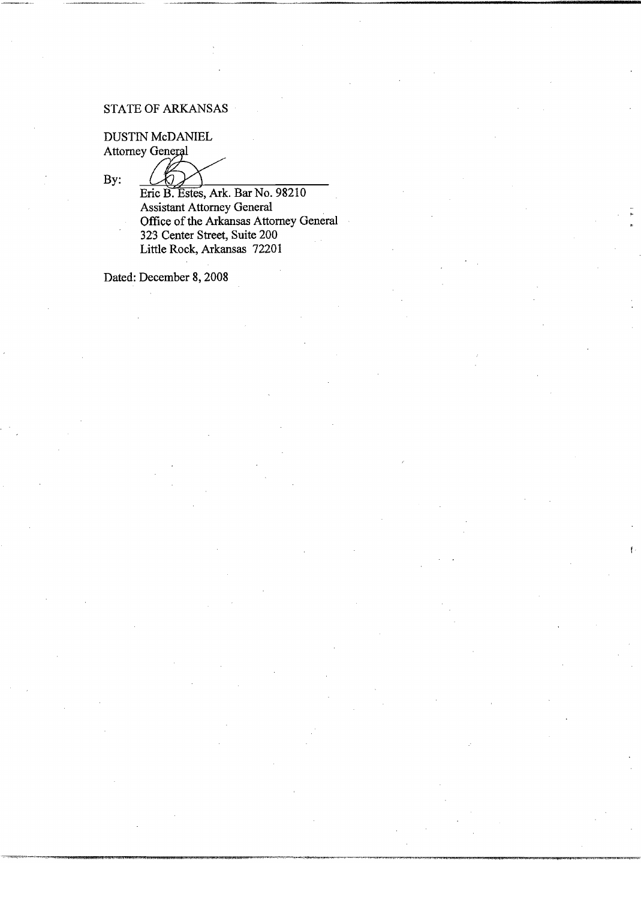STATE OF ARKANSAS

DUSTIN McDANIEL
Attorney General

By: ______________________________
Eric B. Estes, Ark. Bar No. 98210
Assistant Attorney General
Office of the Arkansas Attorney General
323 Center Street, Suite 200
Little Rock, Arkansas 72201

Dated: December 8, 2008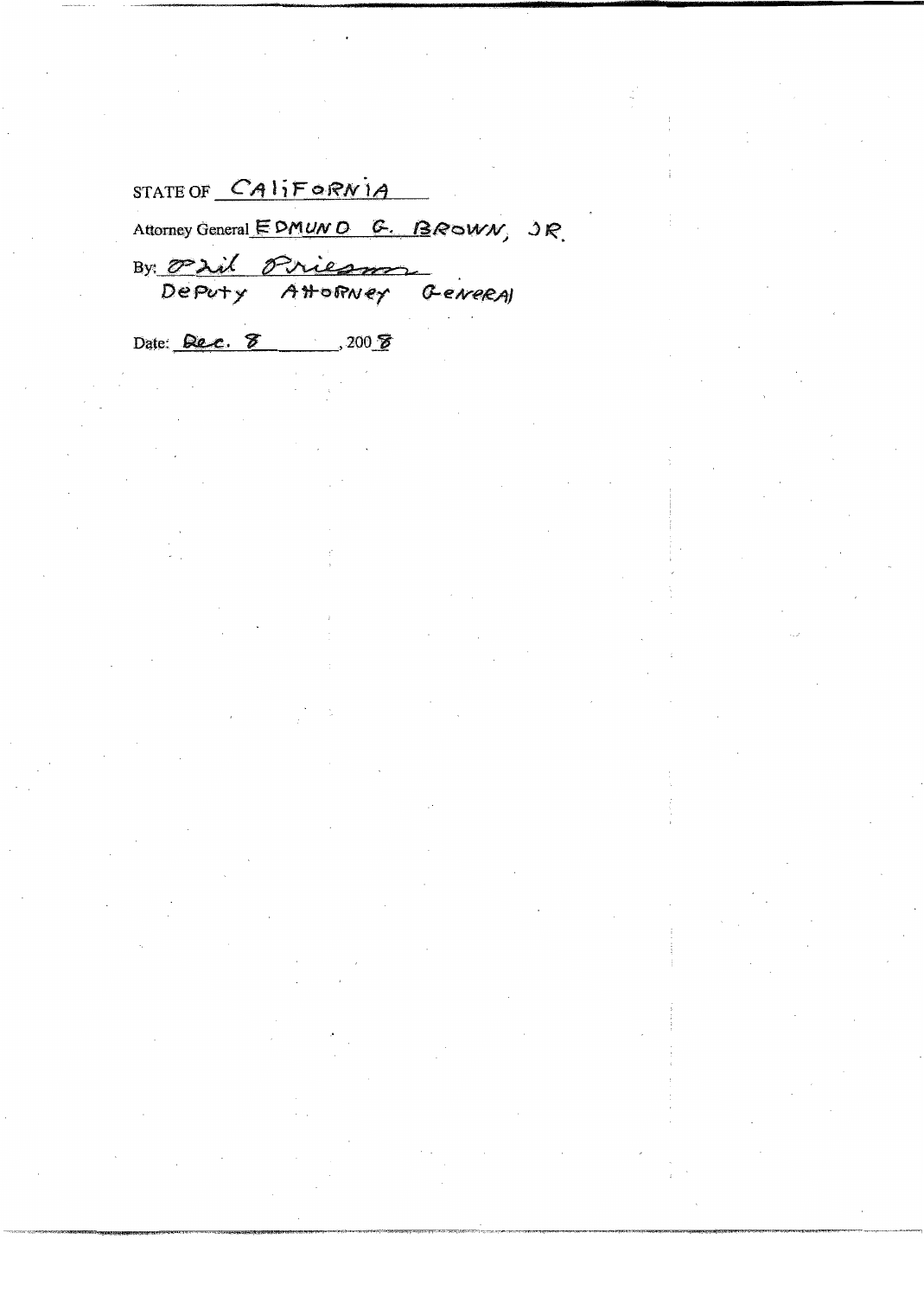STATE OF CALIFORNIA

Attorney General EDMUND G. BROWN, JR.

By: Phil Friesman
Deputy Attorney General

Date: Dec. 8, 2008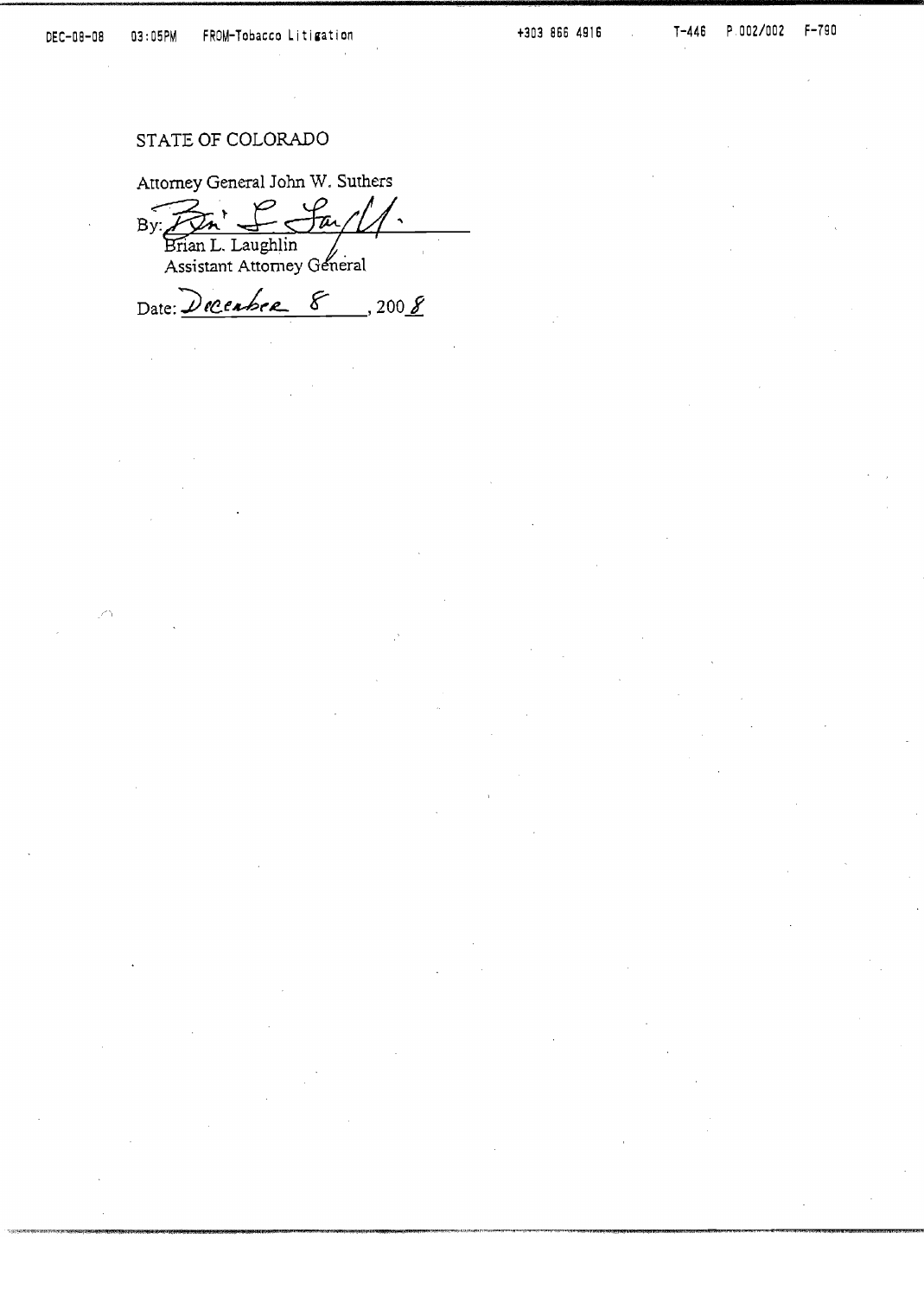STATE OF COLORADO

Attorney General John W. Suthers

By: _______________________

Brian L. Laughlin
Assistant Attorney General

Date: December 8, 2008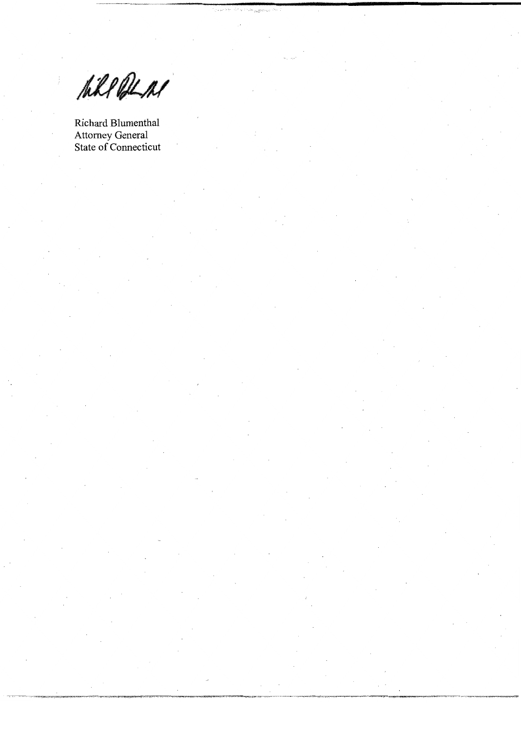Richard Blumenthal
Attorney General
State of Connecticut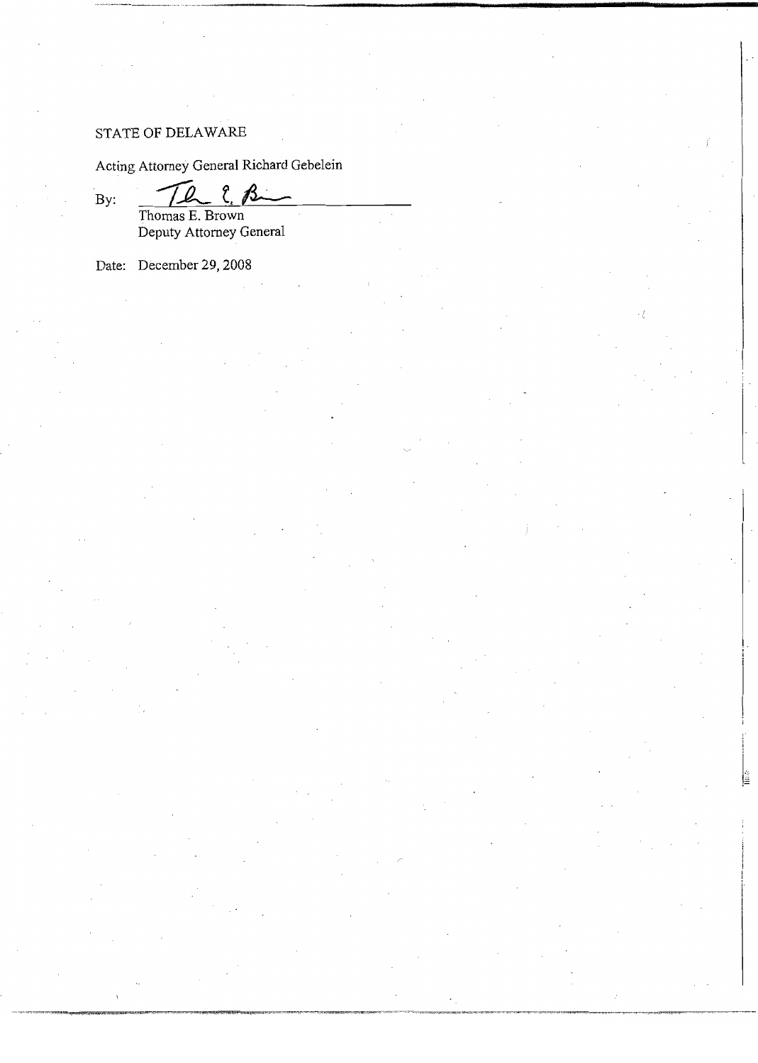STATE OF DELAWARE

Acting Attorney General Richard Gebelein

By: ______________________________

Thomas E. Brown
Deputy Attorney General

Date: December 29, 2008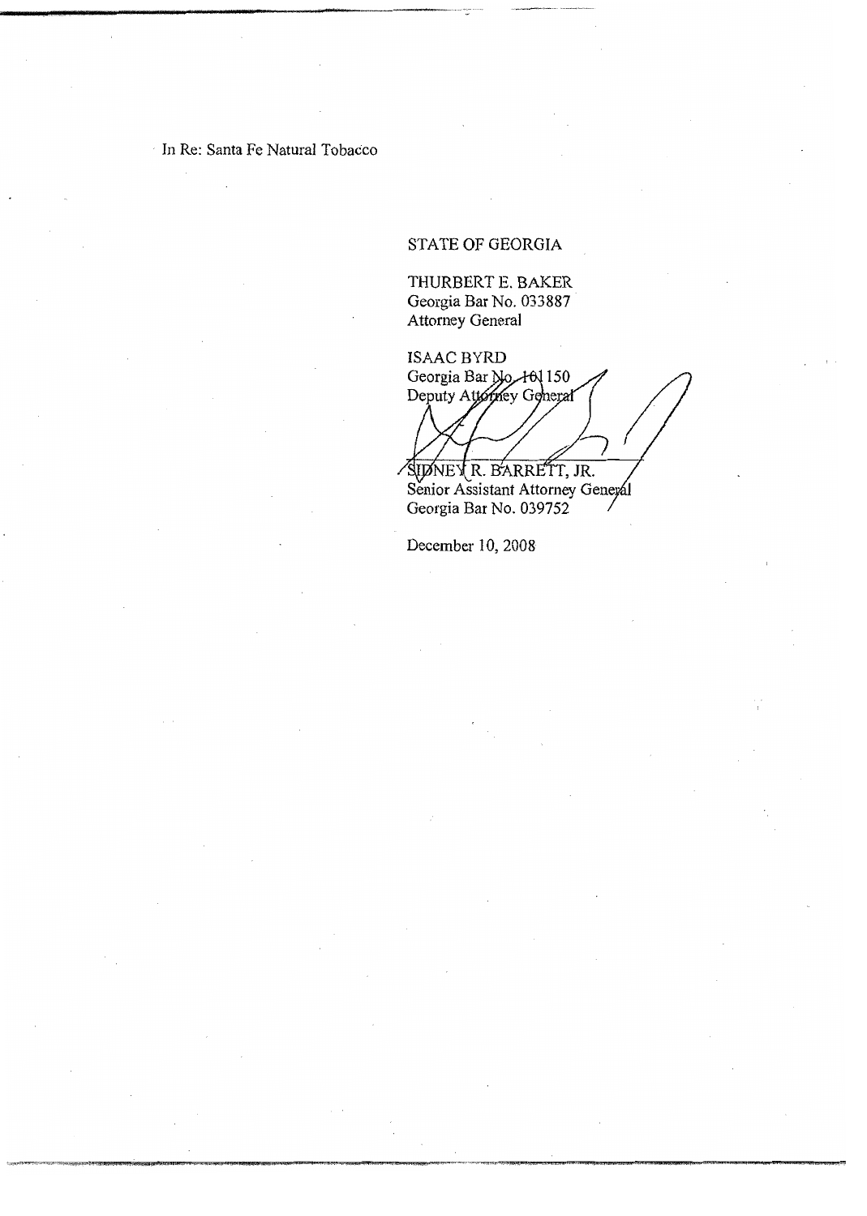In Re: Santa Fe Natural Tobacco

STATE OF GEORGIA

THURBERT E. BAKER
Georgia Bar No. 033887
Attorney General

ISAAC BYRD
Georgia Bar No. 101150
Deputy Attorney General

SIDNEY R. BARRETT, JR.
Senior Assistant Attorney General
Georgia Bar No. 039752

December 10, 2008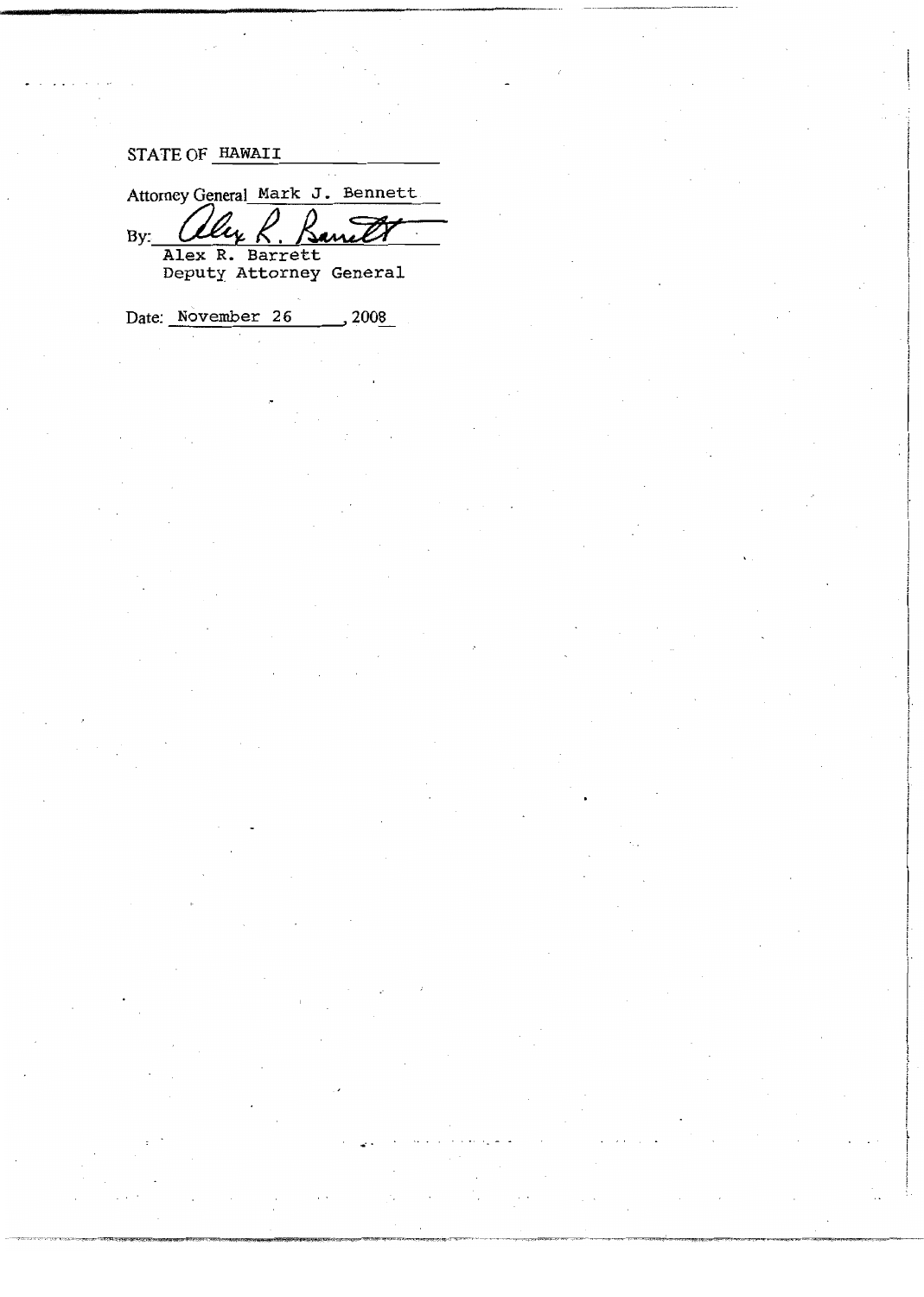STATE OF HAWAII

Attorney General Mark J. Bennett

By: Alex R. Barrett

Alex R. Barrett
Deputy Attorney General

Date: November 26, 2008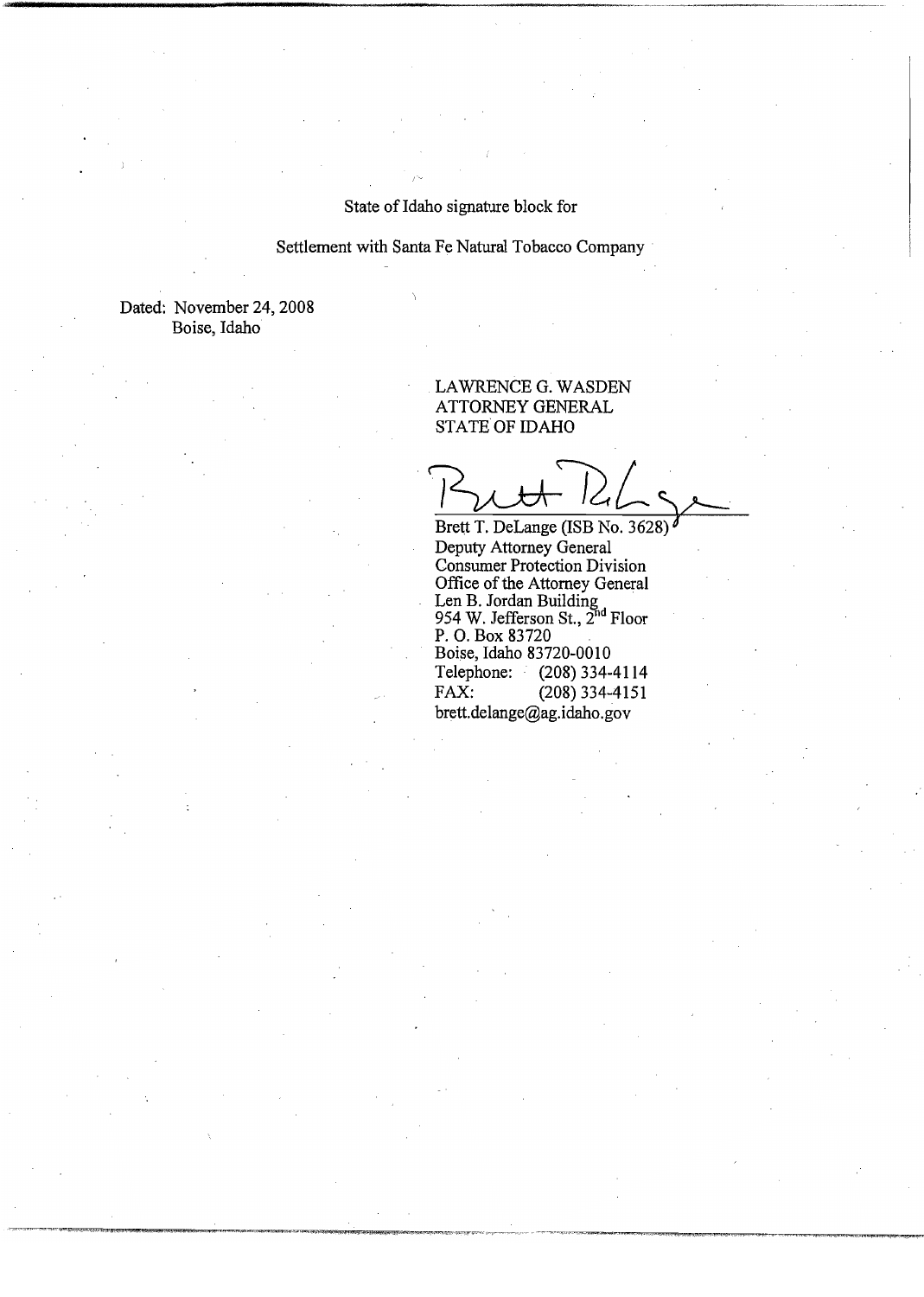State of Idaho signature block for

Settlement with Santa Fe Natural Tobacco Company

Dated: November 24, 2008
Boise, Idaho

LAWRENCE G. WASDEN
ATTORNEY GENERAL
STATE OF IDAHO

Brett T. DeLange (ISB No. 3628)
Deputy Attorney General
Consumer Protection Division
Office of the Attorney General
Len B. Jordan Building
954 W. Jefferson St., 2nd Floor
P. O. Box 83720
Boise, Idaho 83720-0010
Telephone: (208) 334-4114
FAX: (208) 334-4151
brett.delange@ag.idaho.gov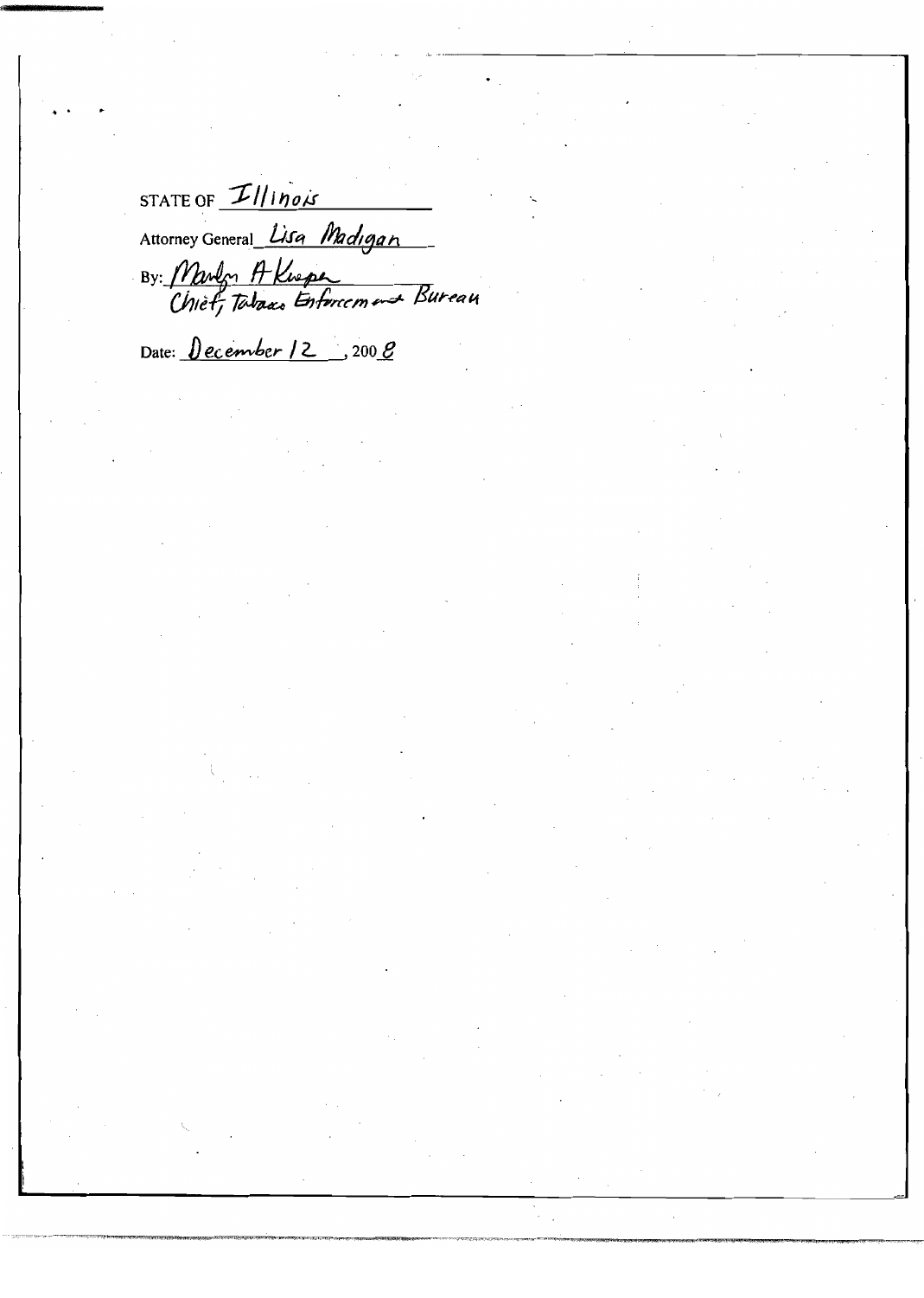STATE OF Illinois

Attorney General Lisa Madigan

By: Marilyn A Kueper
Chief, Tobacco Enforcement Bureau

Date: December 12, 2008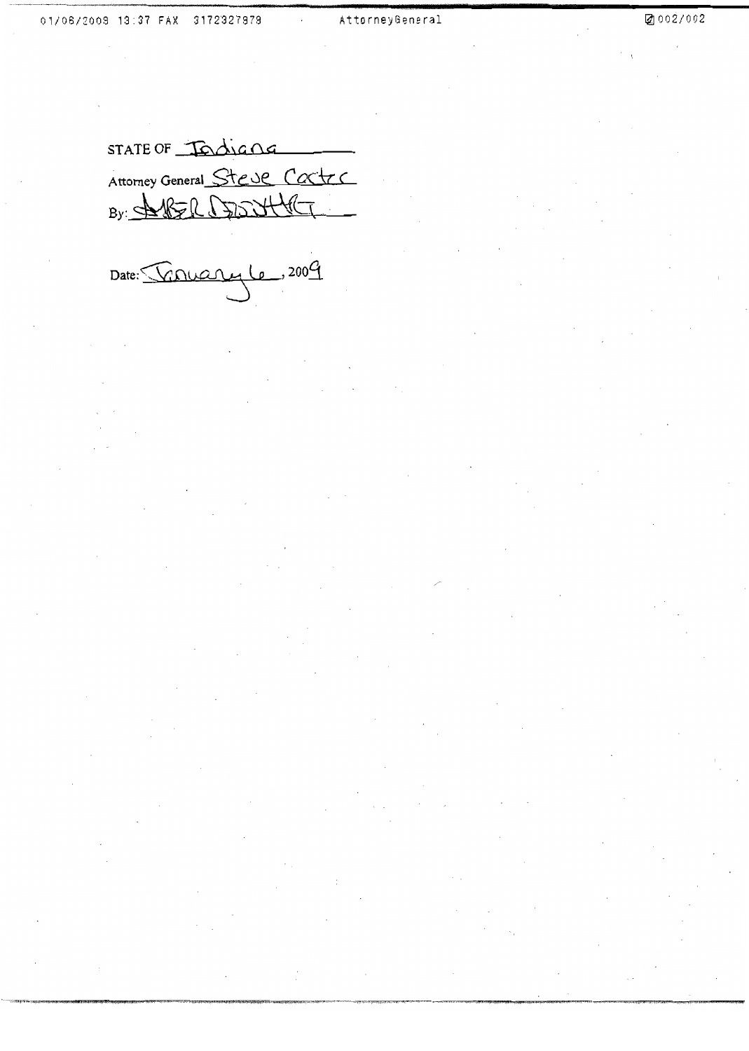STATE OF Indiana

Attorney General Steve Carter

By: AMBER DISWHITE

Date: January 6, 2009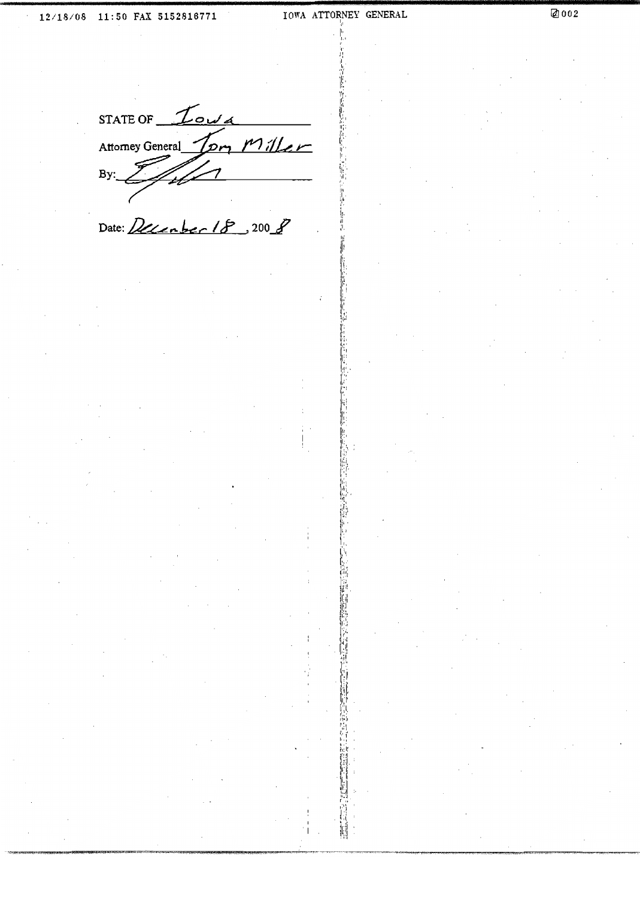STATE OF Iowa

Attorney General Tom Miller

By: ______

Date: December 18, 2008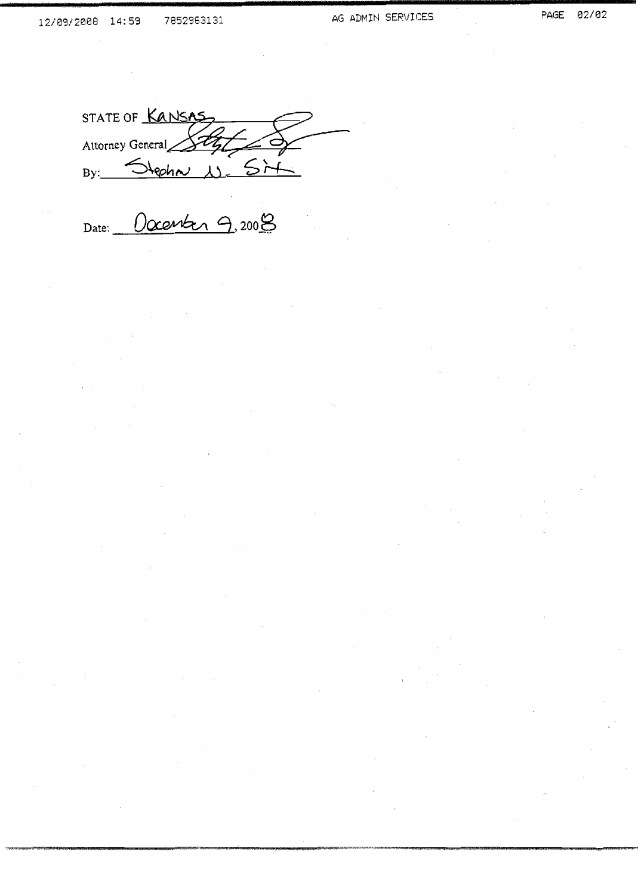STATE OF Kansas

Attorney General

By: Stephen N. Six

Date: December 9, 2008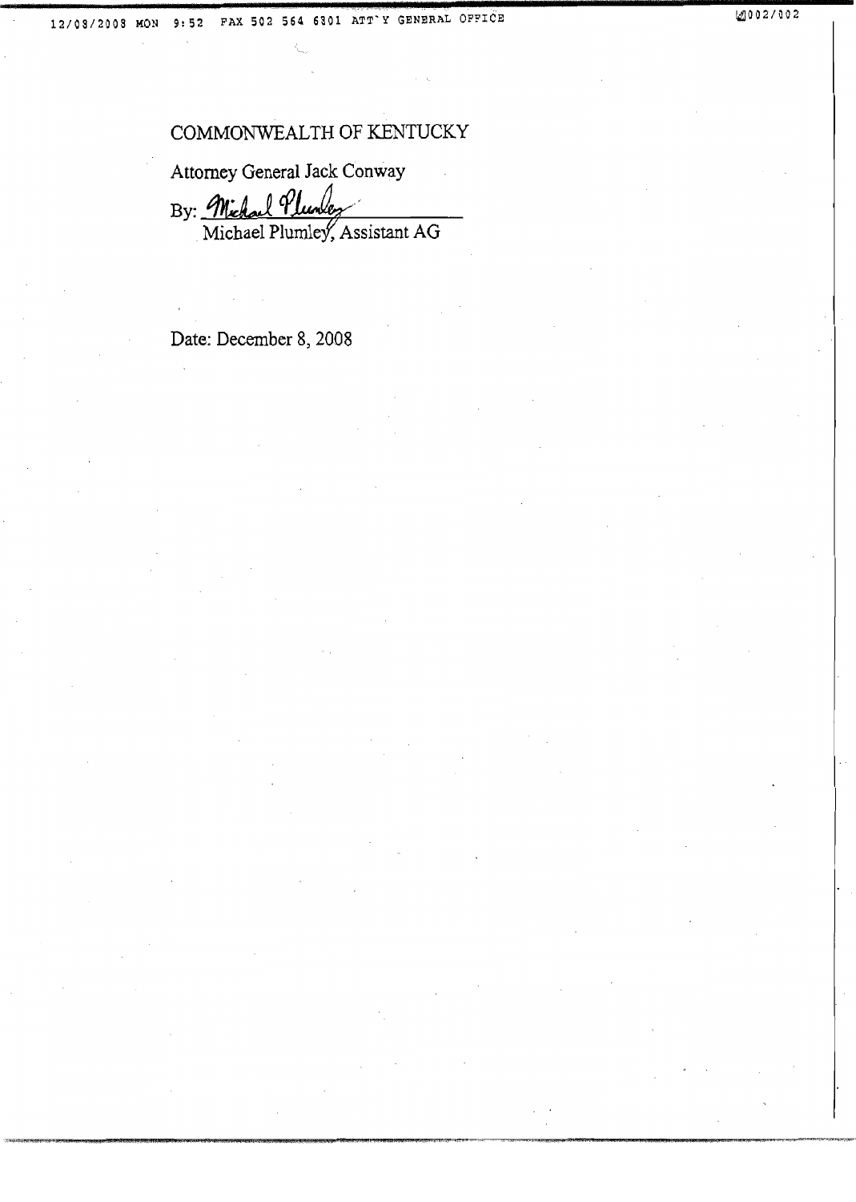COMMONWEALTH OF KENTUCKY

Attorney General Jack Conway

By: Michael Plumley

Michael Plumley, Assistant AG

Date: December 8, 2008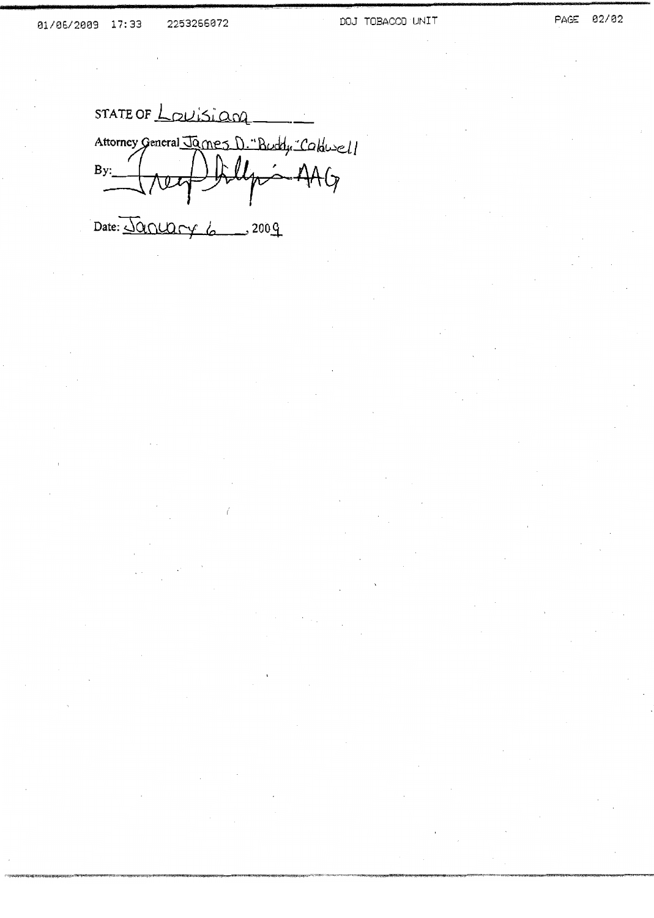STATE OF Louisiana

Attorney General James D. "Buddy" Caldwell

By: [signature] AAG

Date: January 6, 2009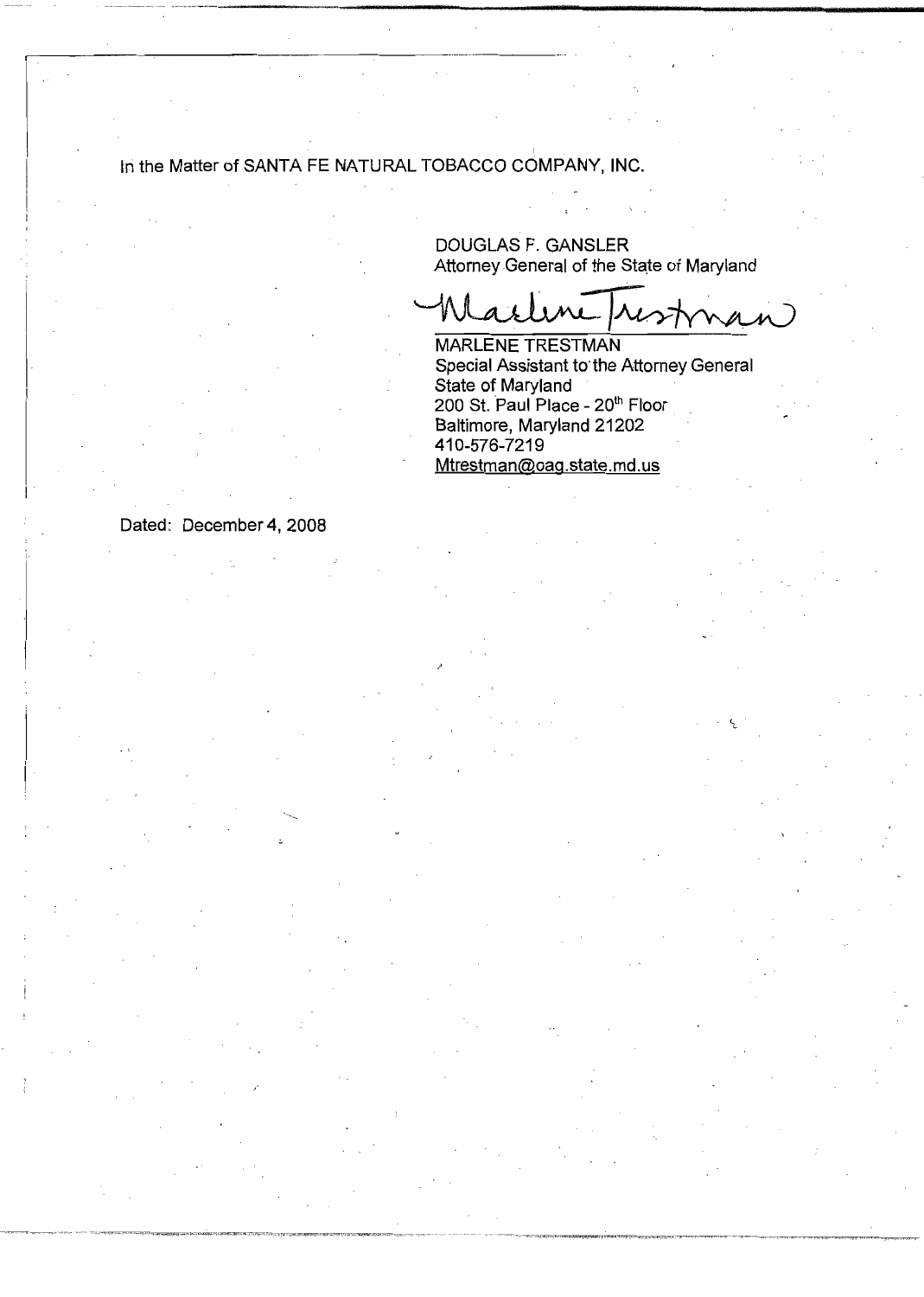In the Matter of SANTA FE NATURAL TOBACCO COMPANY, INC.

DOUGLAS F. GANSLER
Attorney General of the State of Maryland

MARLENE TRESTMAN
Special Assistant to the Attorney General
State of Maryland
200 St. Paul Place - 20th Floor
Baltimore, Maryland 21202
410-576-7219
Mtrestman@oag.state.md.us

Dated: December 4, 2008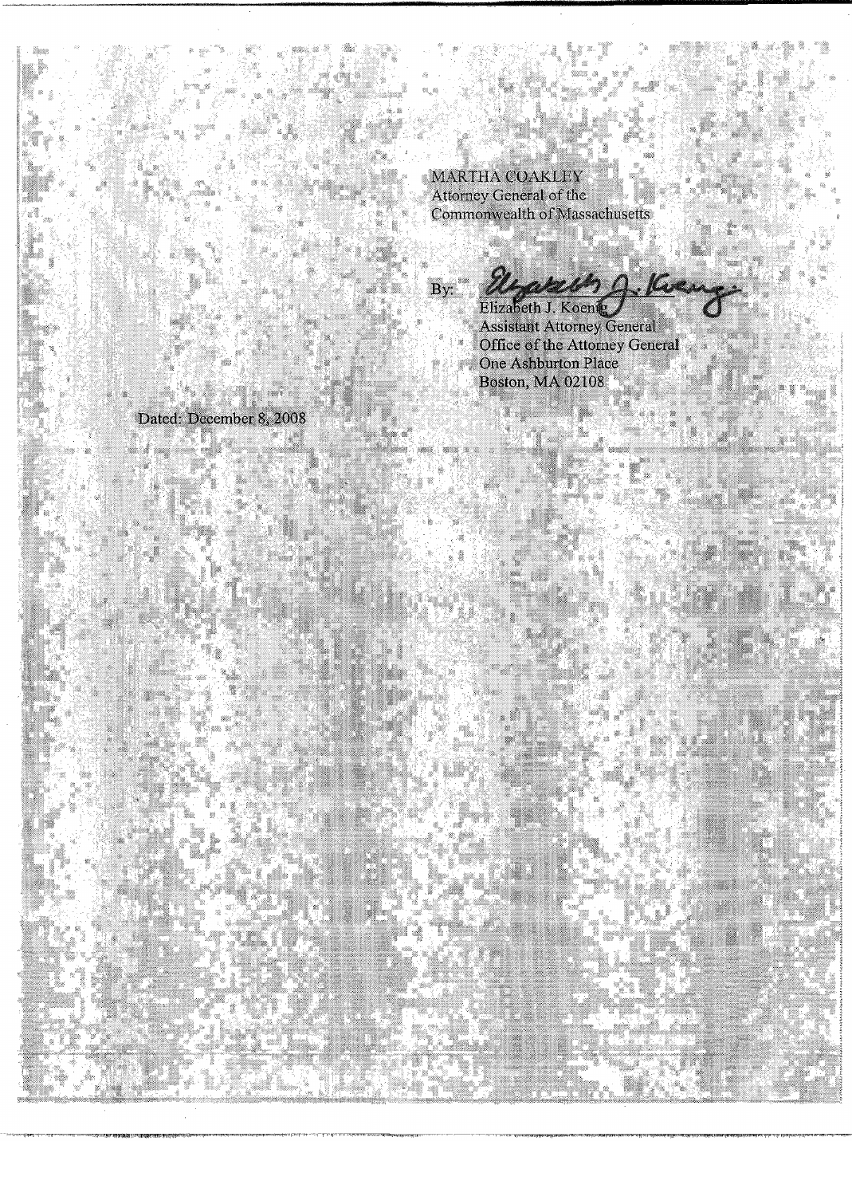MARTHA COAKLEY
Attorney General of the
Commonwealth of Massachusetts

By: Elizabeth J. Koenig

Elizabeth J. Koenig
Assistant Attorney General
Office of the Attorney General
One Ashburton Place
Boston, MA 02108

Dated: December 8, 2008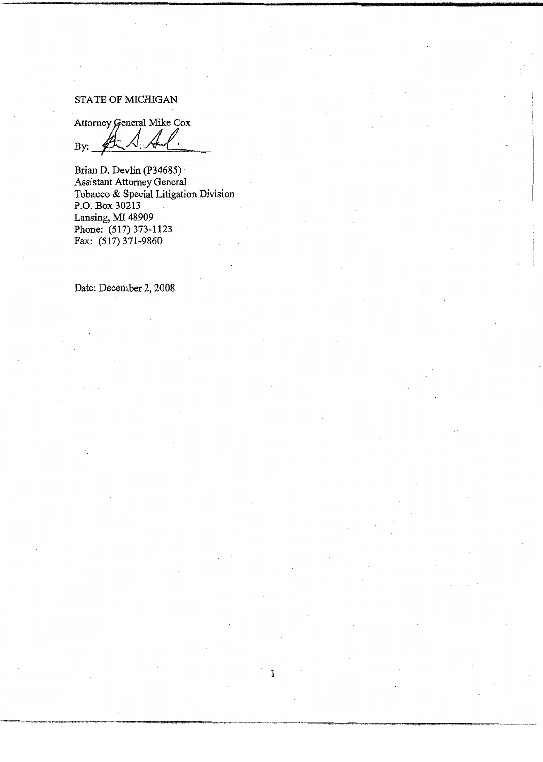STATE OF MICHIGAN

Attorney General Mike Cox

By: ______________________

Brian D. Devlin (P34685)
Assistant Attorney General
Tobacco & Special Litigation Division
P.O. Box 30213
Lansing, MI 48909
Phone: (517) 373-1123
Fax: (517) 371-9860

Date: December 2, 2008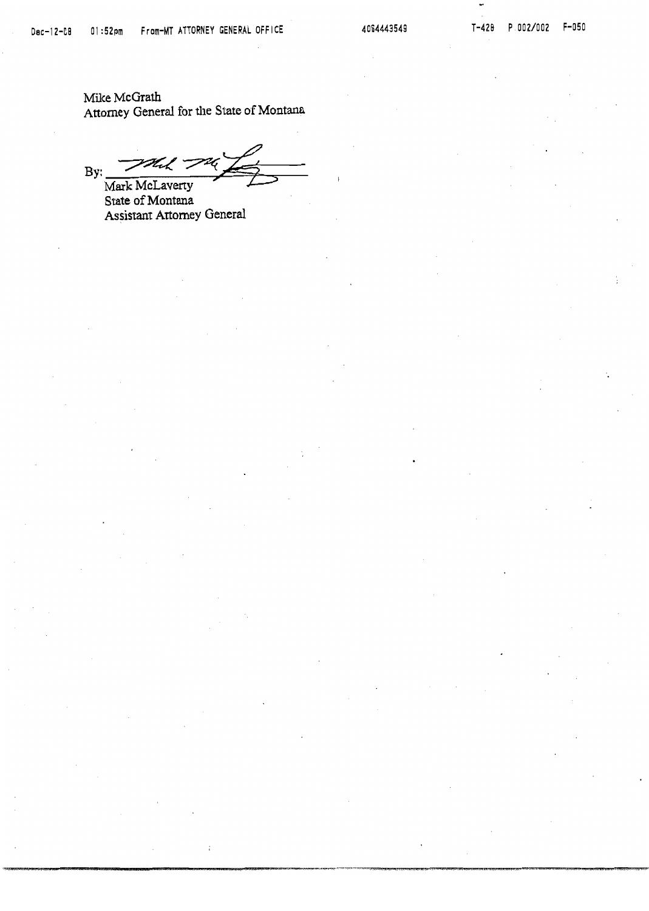Mike McGrath
Attorney General for the State of Montana

By: ______________________
Mark McLaverty
State of Montana
Assistant Attorney General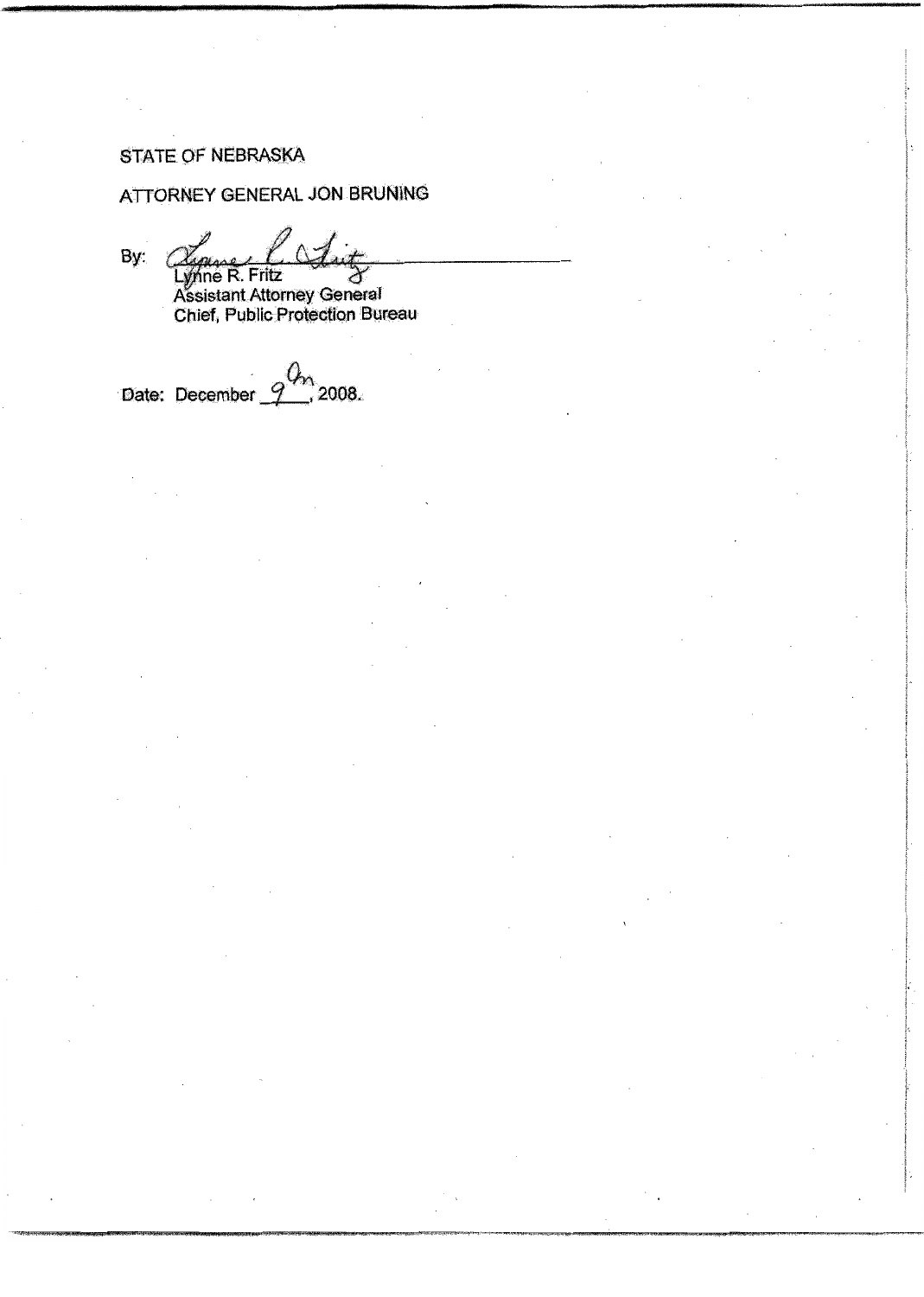STATE OF NEBRASKA

ATTORNEY GENERAL JON BRUNING

By: ______________________________
Lynne R. Fritz
Assistant Attorney General
Chief, Public Protection Bureau

Date: December 9th, 2008.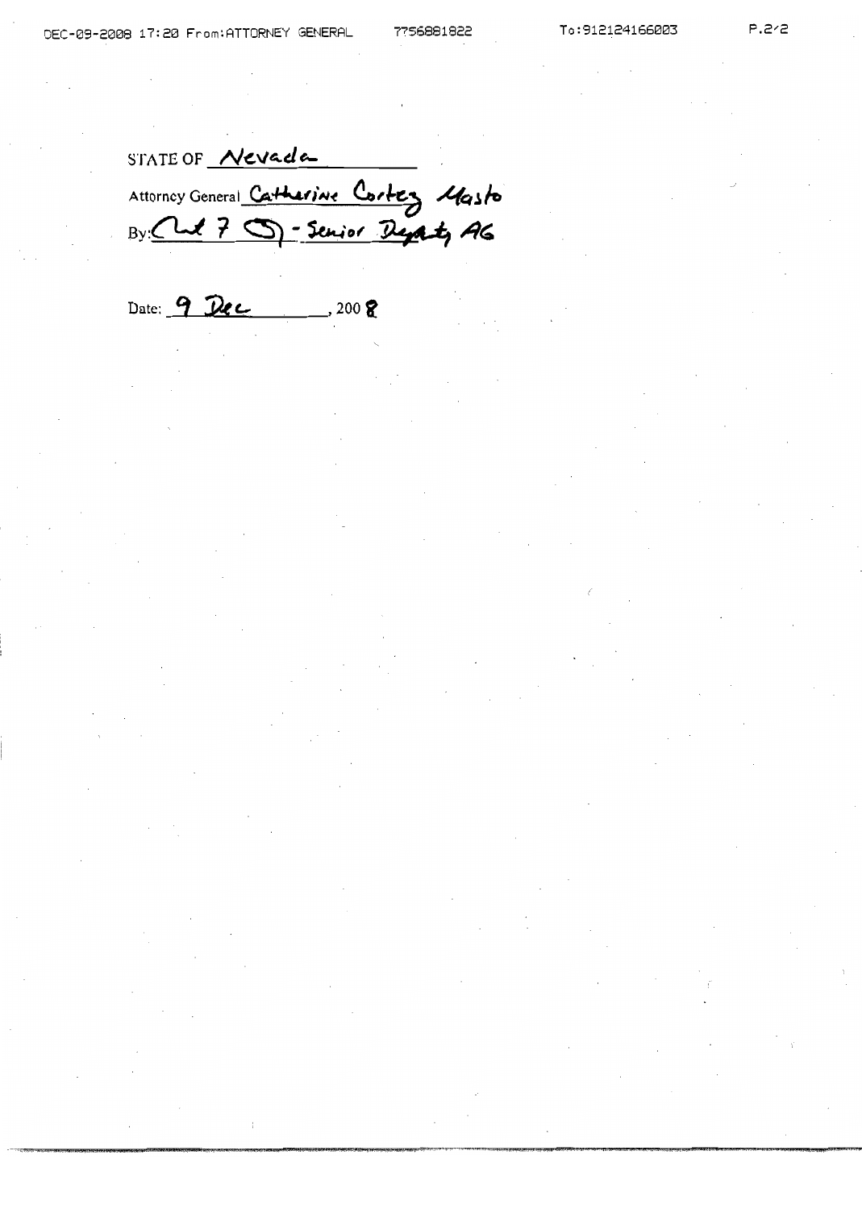STATE OF Nevada

Attorney General Catherine Cortez Masto

By: [signature] - Senior Deputy AG

Date: 9 Dec, 2008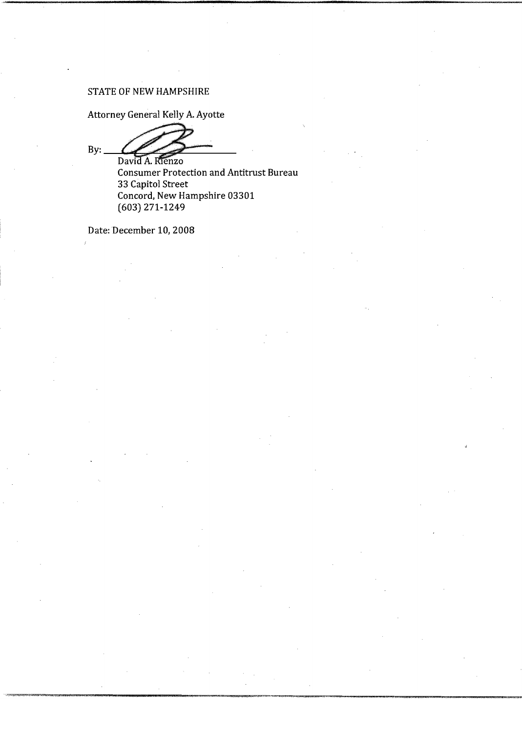STATE OF NEW HAMPSHIRE

Attorney General Kelly A. Ayotte

By: ______________________________

David A. Rienzo
Consumer Protection and Antitrust Bureau
33 Capitol Street
Concord, New Hampshire 03301
(603) 271-1249

Date: December 10, 2008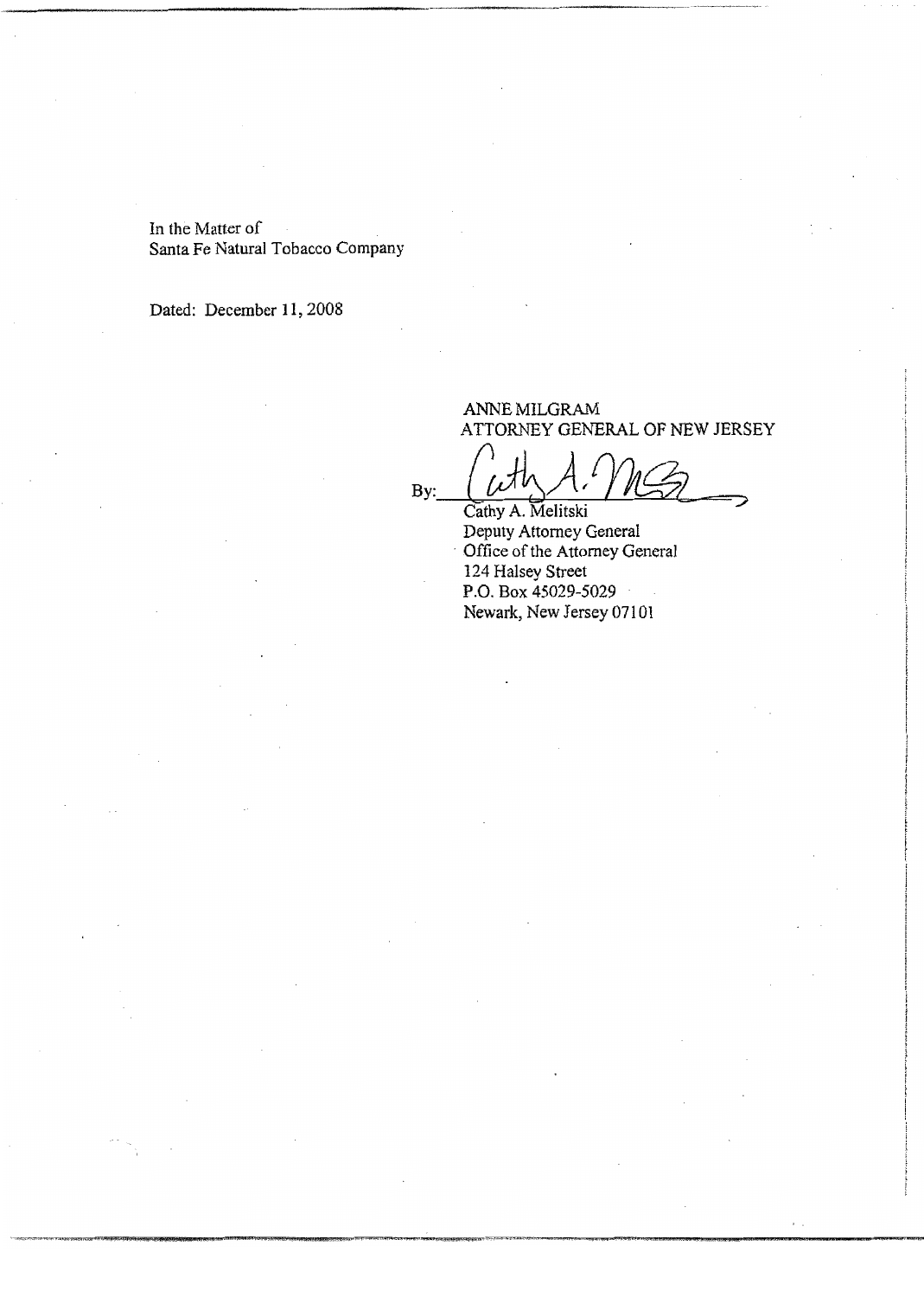In the Matter of
Santa Fe Natural Tobacco Company

Dated: December 11, 2008

ANNE MILGRAM
ATTORNEY GENERAL OF NEW JERSEY

By: _______________

Cathy A. Melitski
Deputy Attorney General
Office of the Attorney General
124 Halsey Street
P.O. Box 45029-5029
Newark, New Jersey 07101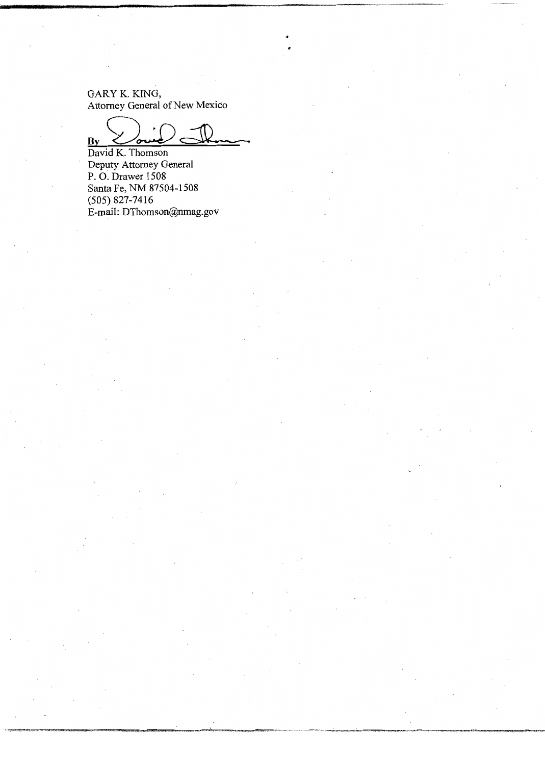GARY K. KING,
Attorney General of New Mexico

By ______________________

David K. Thomson
Deputy Attorney General
P. O. Drawer 1508
Santa Fe, NM 87504-1508
(505) 827-7416
E-mail: DThomson@nmag.gov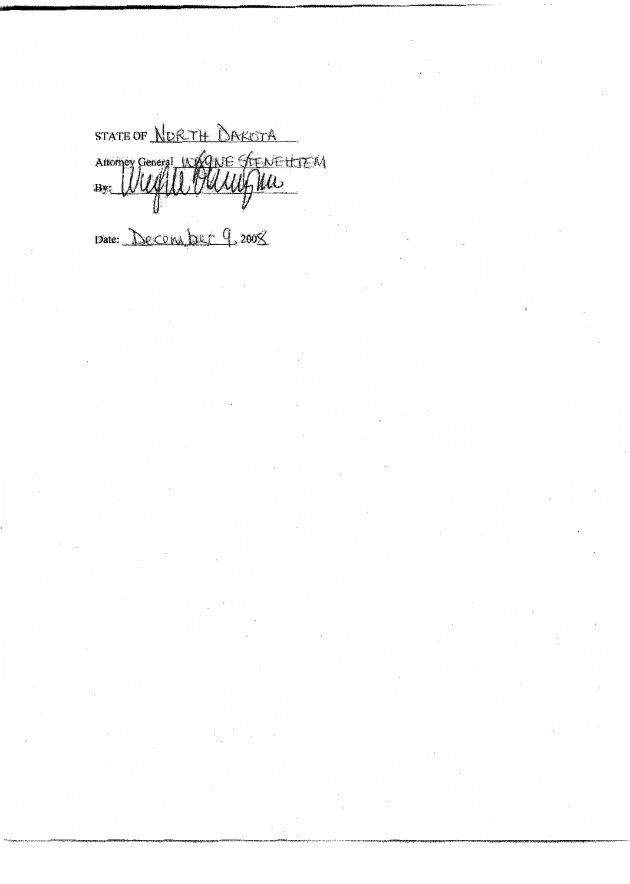STATE OF NORTH DAKOTA

Attorney General WAYNE STENEHJEM

By: _[signature]_

Date: December 9, 2008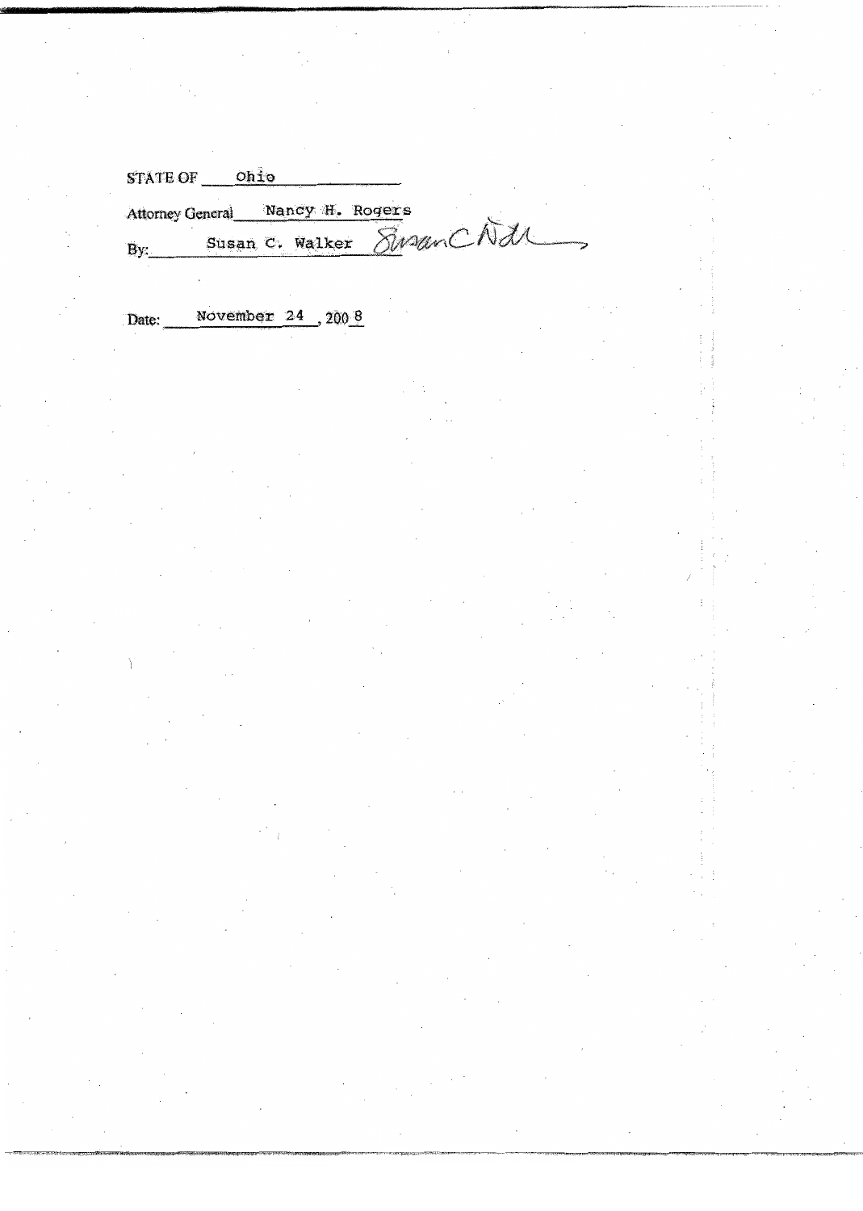STATE OF Ohio

Attorney General Nancy H. Rogers

By: Susan C. Walker *Susan C Walker*

Date: November 24 , 2008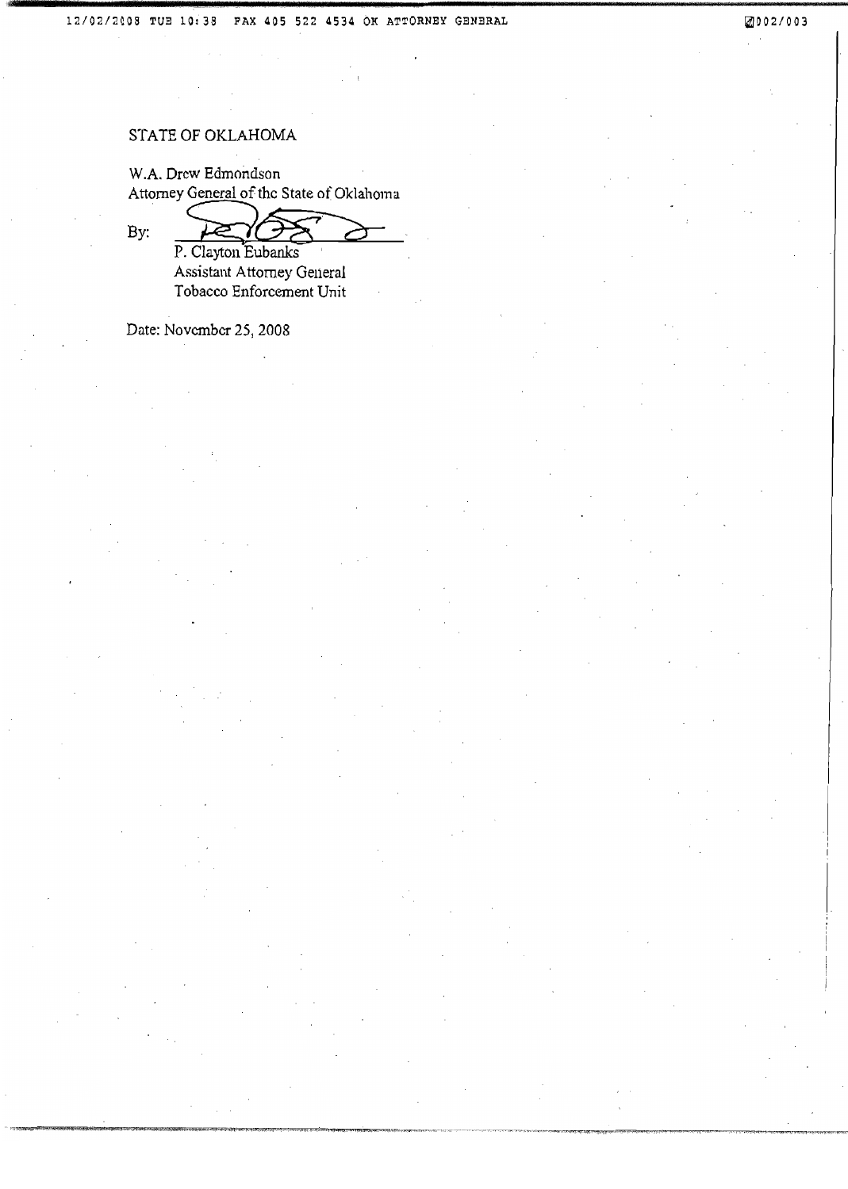STATE OF OKLAHOMA

W.A. Drew Edmondson
Attorney General of the State of Oklahoma

By: ______________________
P. Clayton Eubanks
Assistant Attorney General
Tobacco Enforcement Unit

Date: November 25, 2008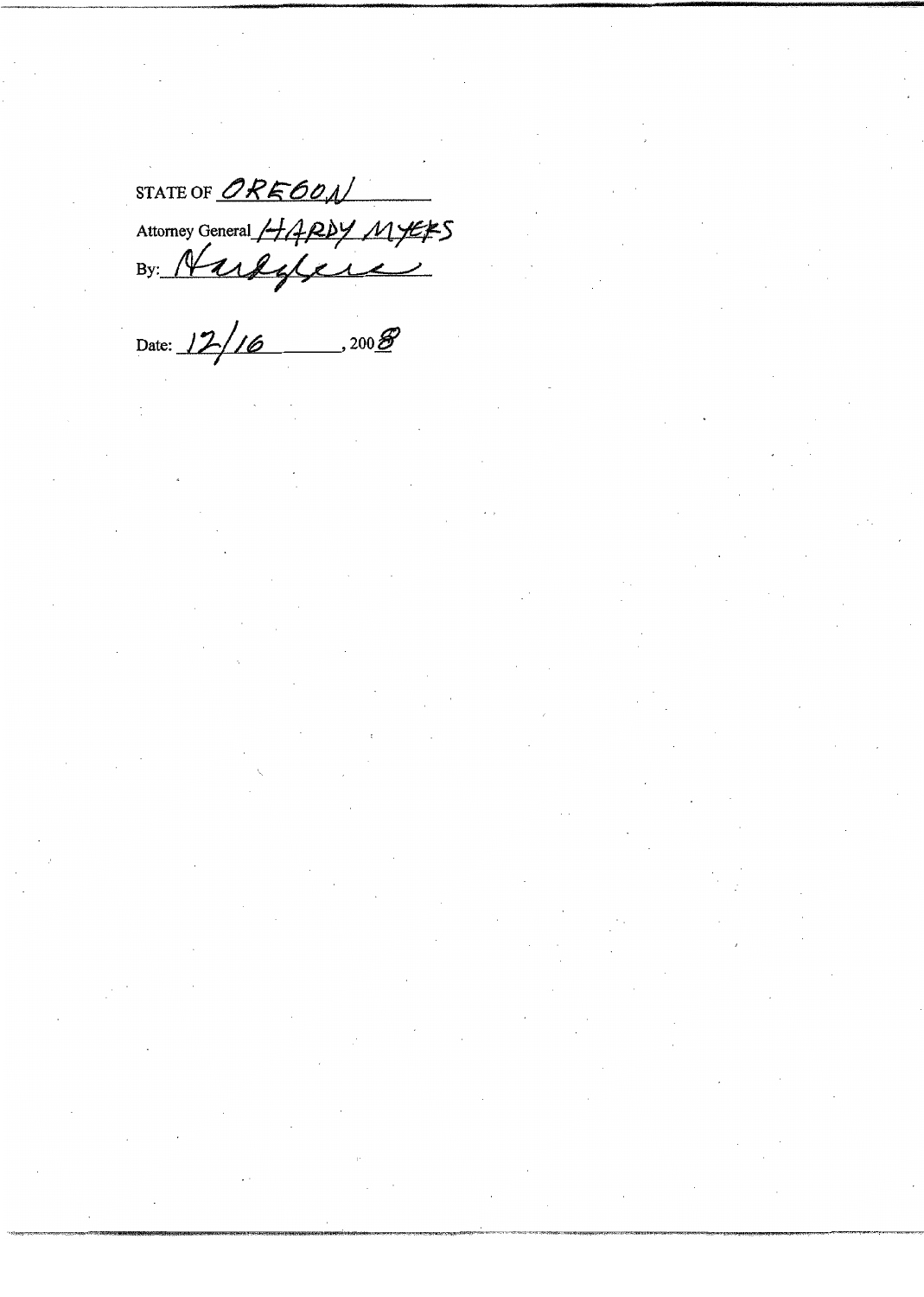STATE OF OREGON

Attorney General HARDY MYERS

By: Hardy Myers

Date: 12/16, 2008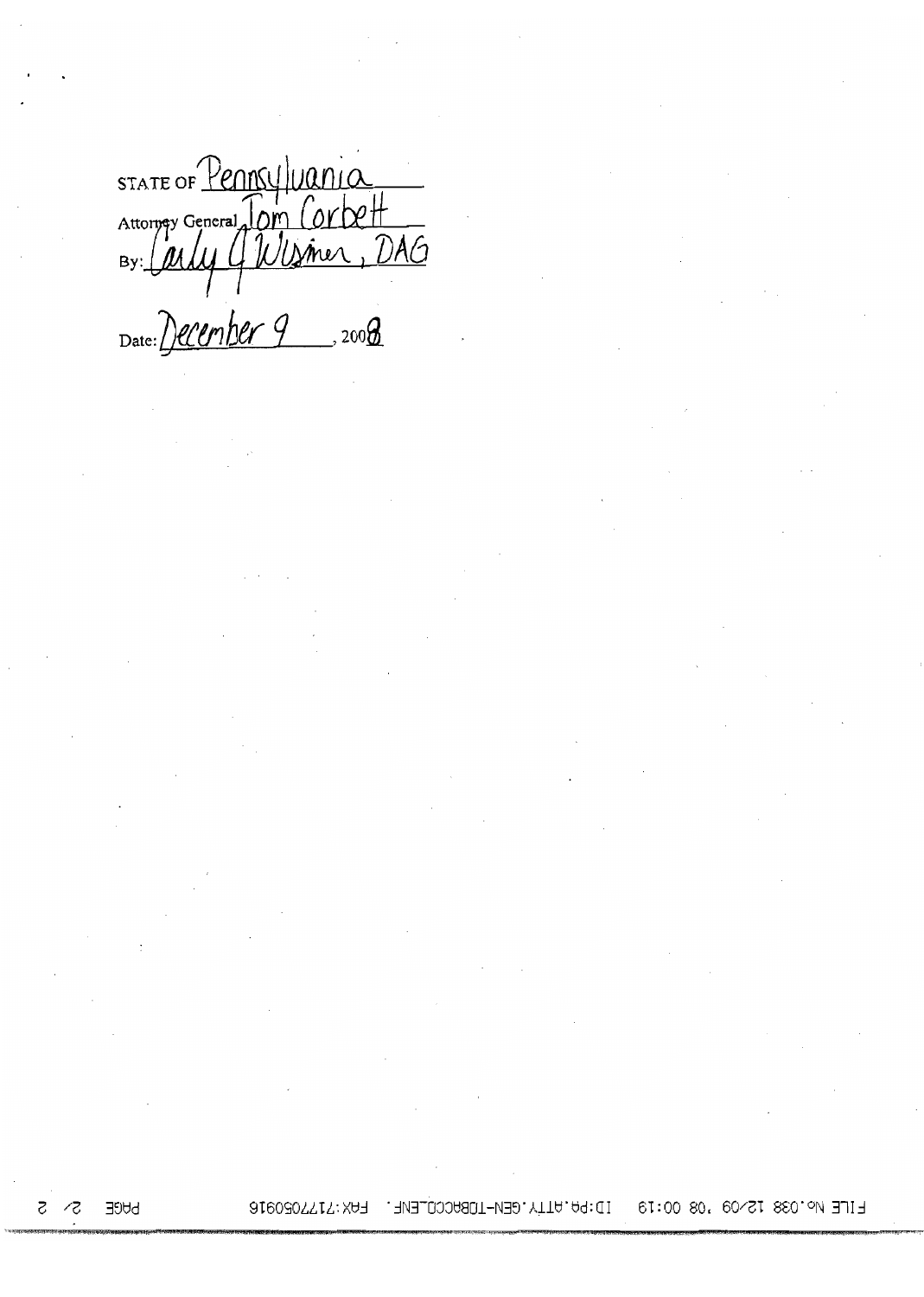STATE OF Pennsylvania

Attorney General Tom Corbett

By: Carly G Wisner, DAG

Date: December 9, 2008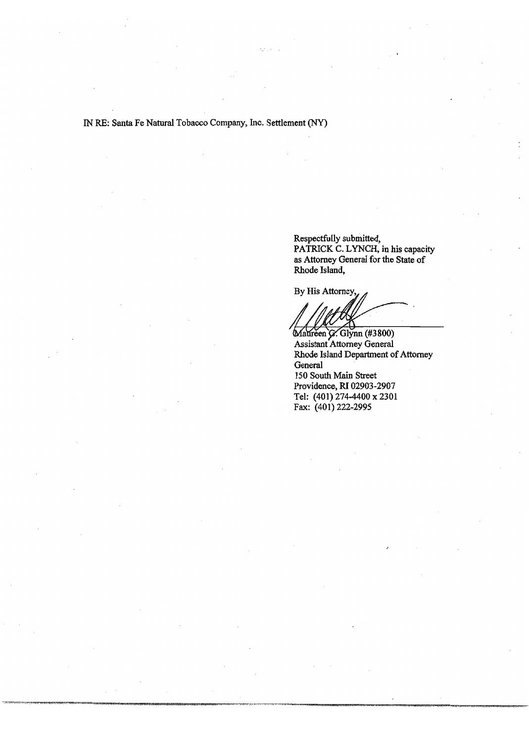IN RE: Santa Fe Natural Tobacco Company, Inc. Settlement (NY)

Respectfully submitted,
PATRICK C. LYNCH, in his capacity as Attorney General for the State of Rhode Island,

By His Attorney,

Maureen G. Glynn (#3800)
Assistant Attorney General
Rhode Island Department of Attorney General
150 South Main Street
Providence, RI 02903-2907
Tel: (401) 274-4400 x 2301
Fax: (401) 222-2995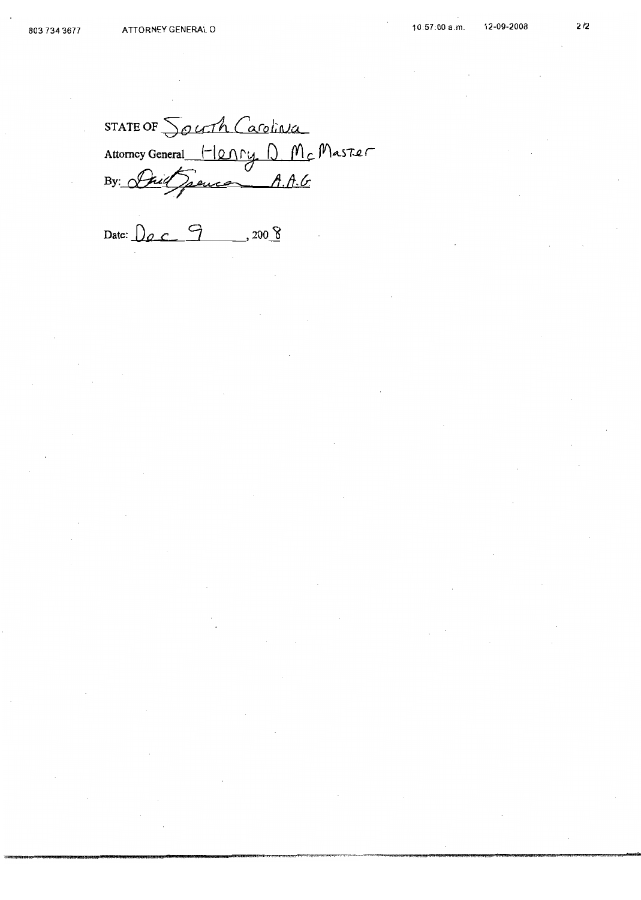STATE OF South Carolina

Attorney General Henry D. McMaster

By: David Spencer A.A.G

Date: Dec 9, 2008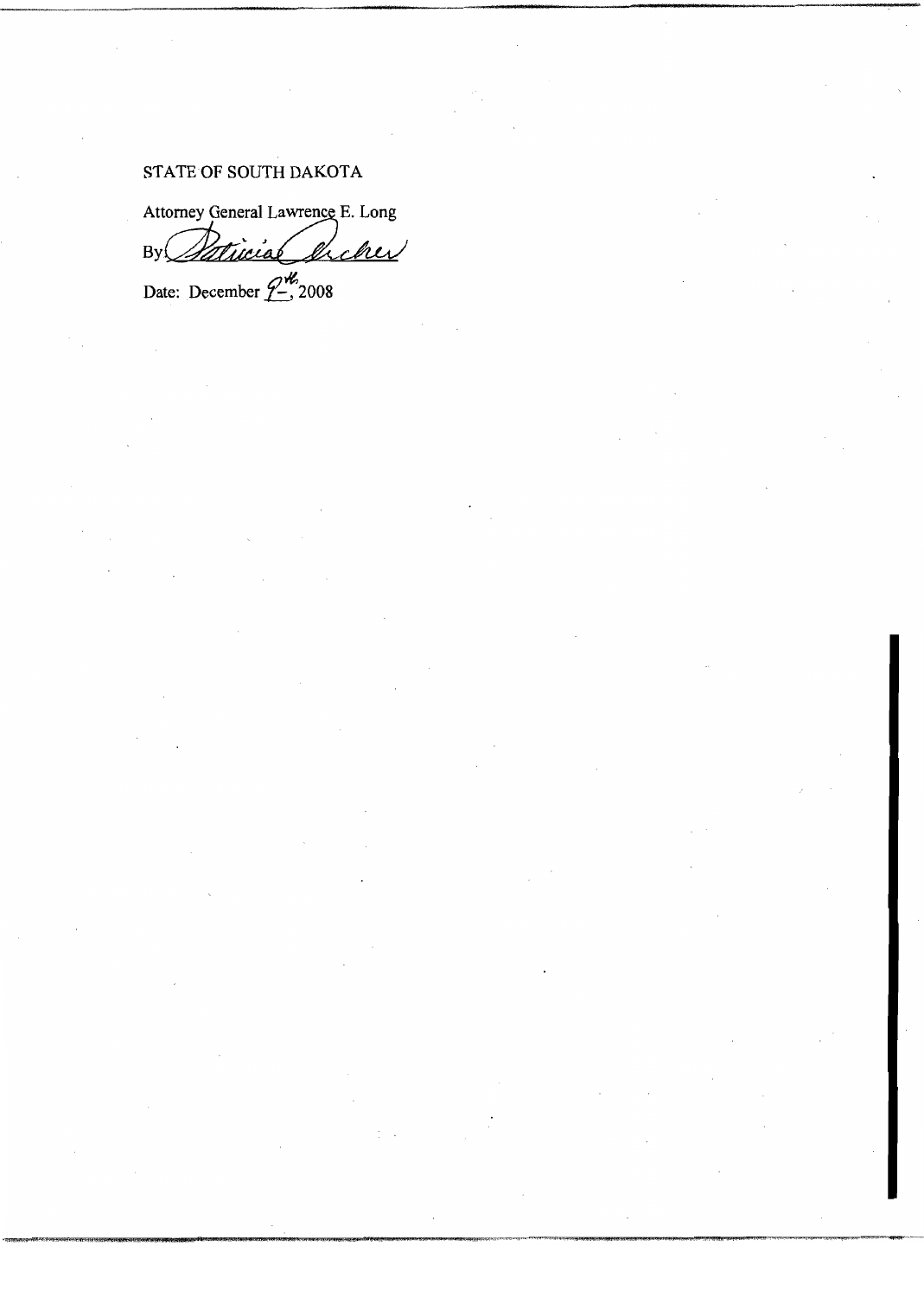STATE OF SOUTH DAKOTA

Attorney General Lawrence E. Long

By *Patricia Archer*

Date: December 9th, 2008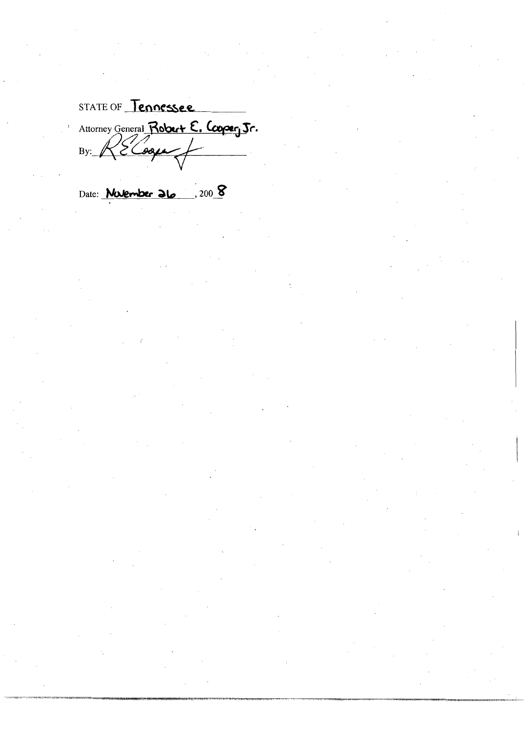STATE OF Tennessee

Attorney General Robert E. Cooper, Jr.

By: RE Cooper

Date: November 26, 2008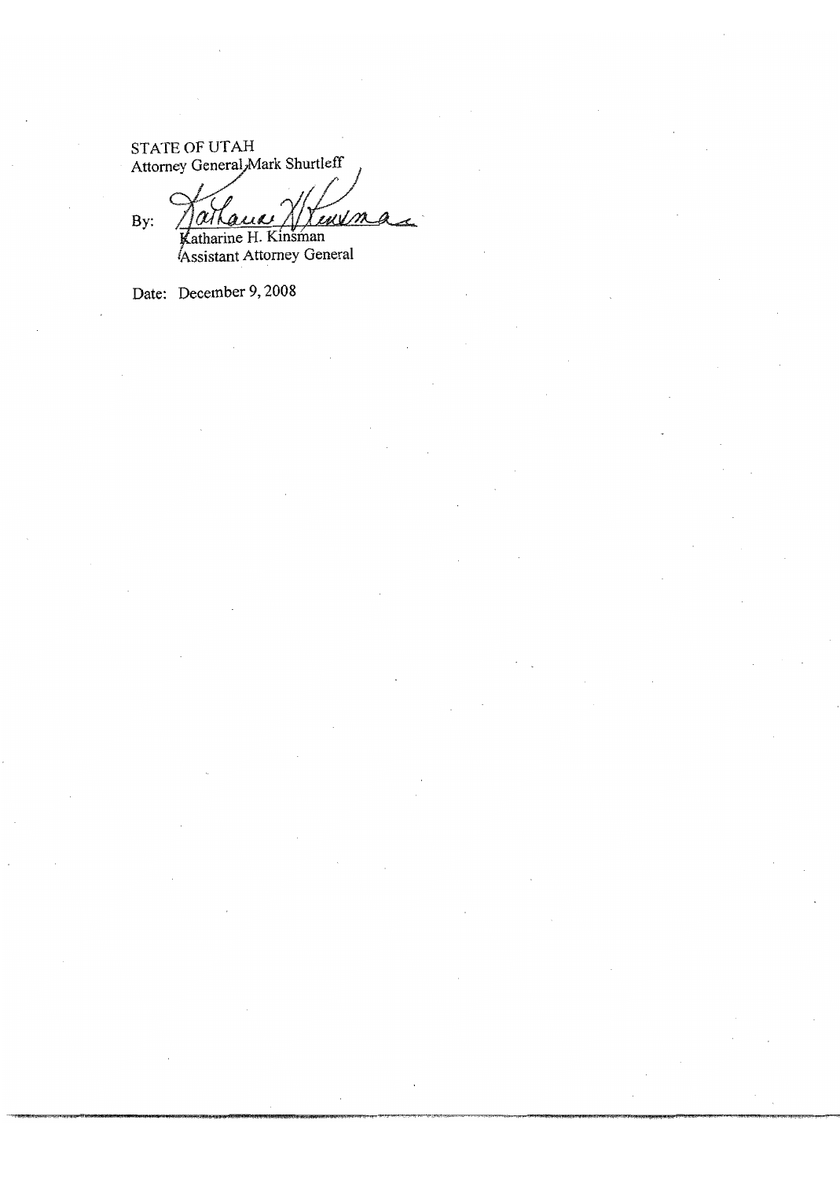STATE OF UTAH
Attorney General Mark Shurtleff

By: _______________________
Katharine H. Kinsman
Assistant Attorney General

Date: December 9, 2008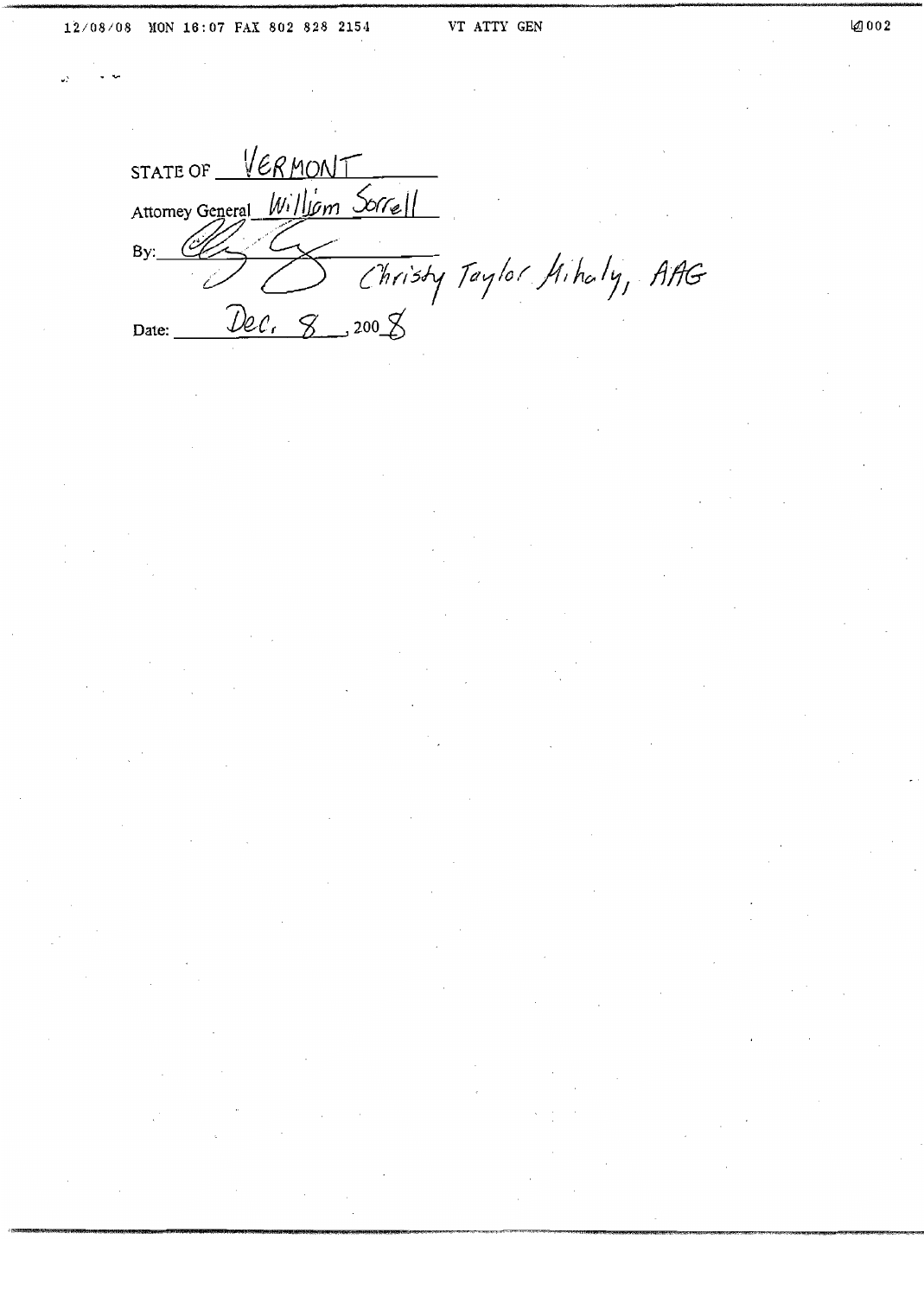STATE OF VERMONT

Attorney General William Sorrell

By: Christy Taylor Mihaly, AAG

Date: Dec. 8, 2008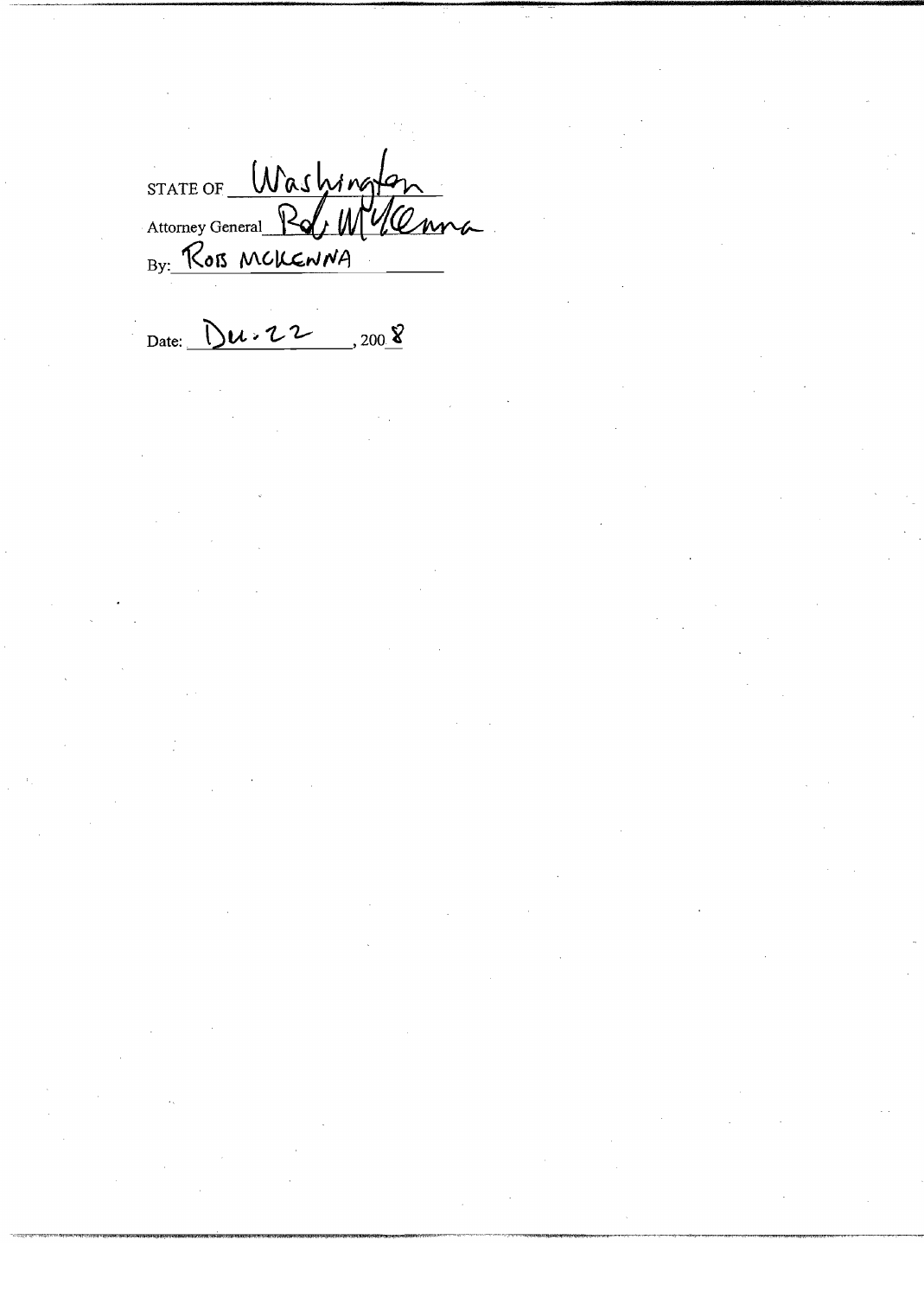STATE OF Washington

Attorney General Rob McKenna

By: ROB MCKENNA

Date: Dec. 22, 2008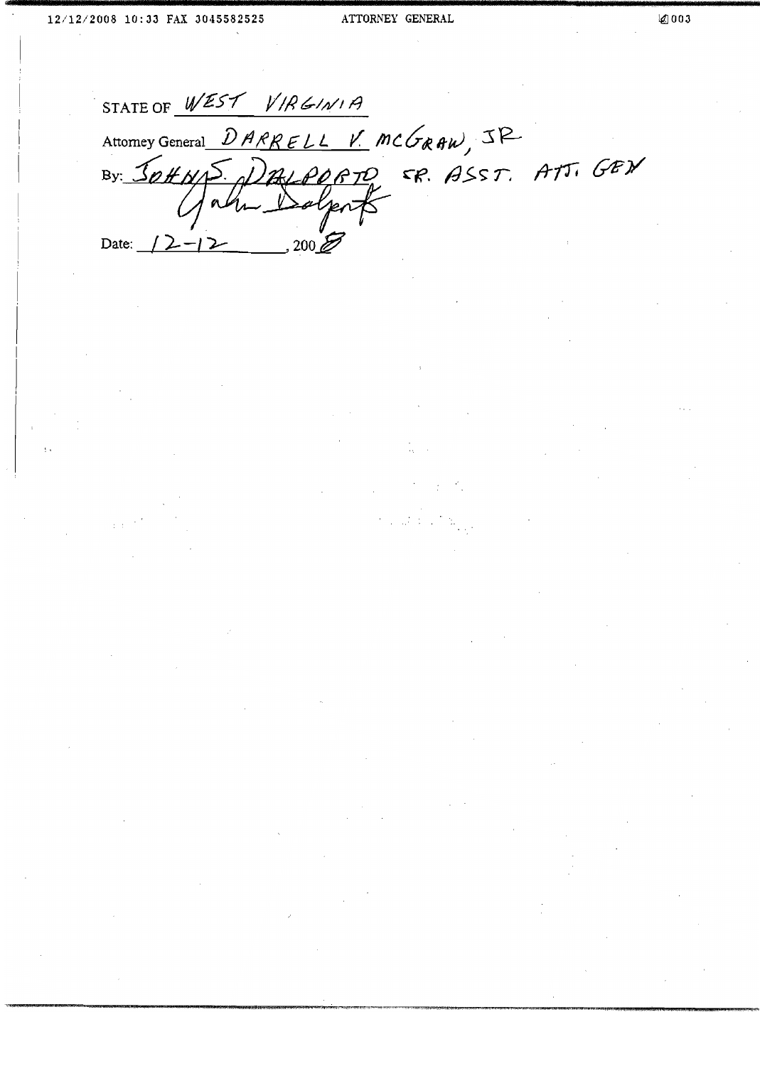STATE OF WEST VIRGINIA

Attorney General DARRELL V. MCGRAW, JR

By: JOHN S. DALPORTO SR. ASST. ATT. GEN

John Dalporto

Date: 12-12, 2008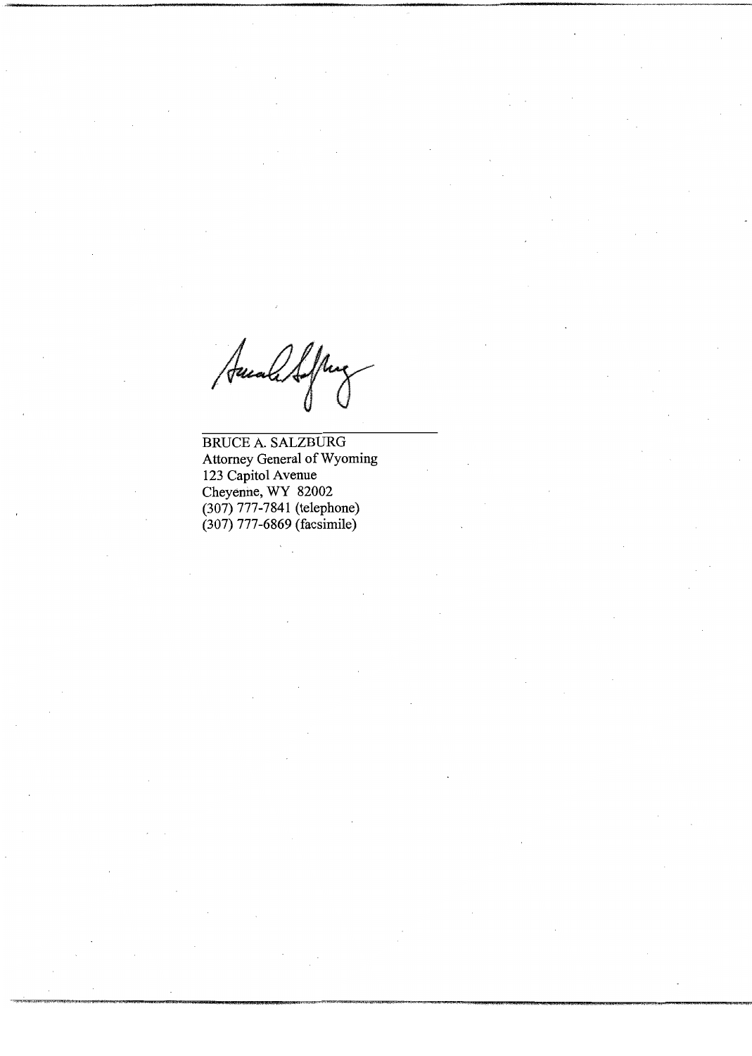BRUCE A. SALZBURG
Attorney General of Wyoming
123 Capitol Avenue
Cheyenne, WY 82002
(307) 777-7841 (telephone)
(307) 777-6869 (facsimile)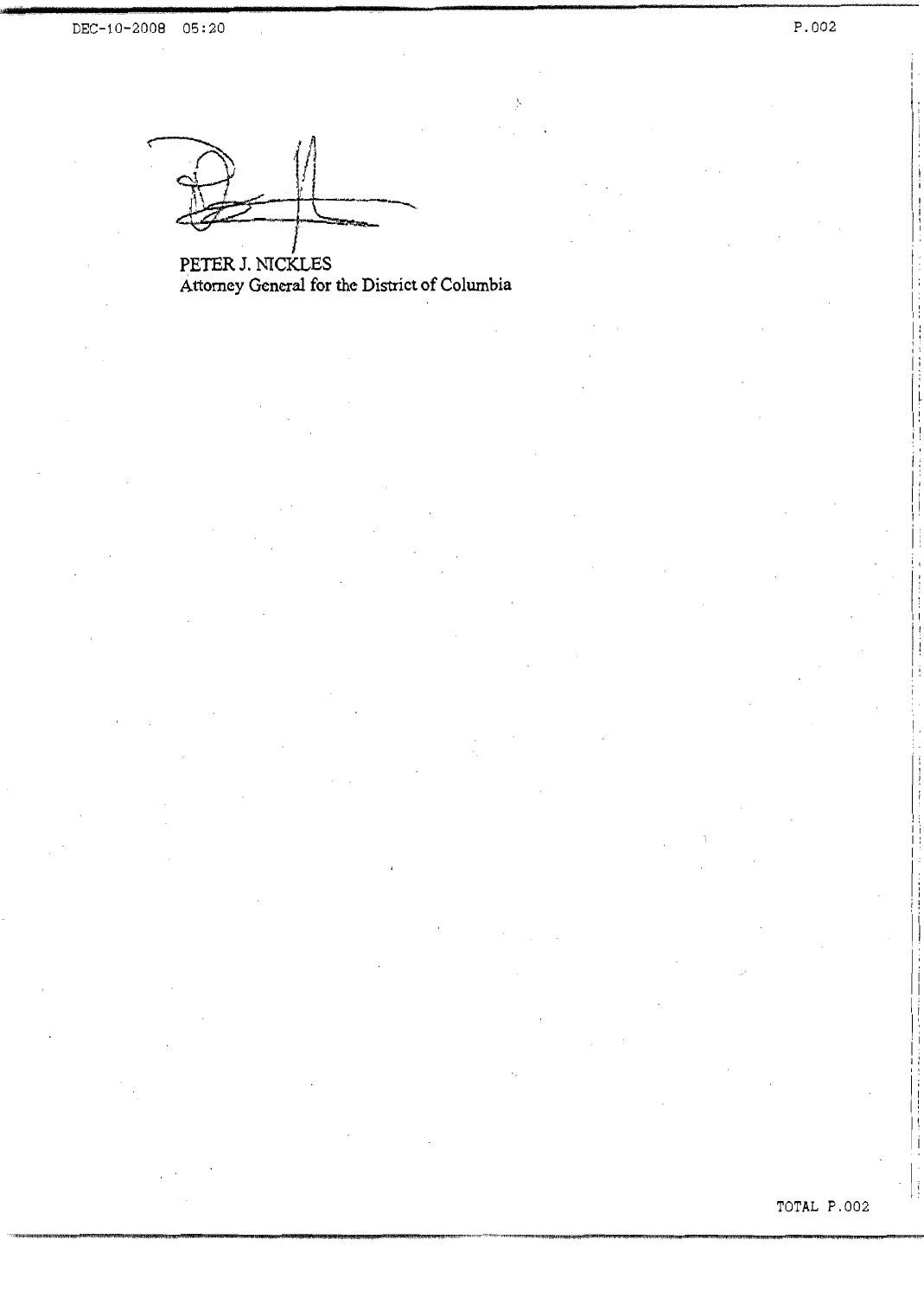PETER J. NICKLES
Attorney General for the District of Columbia